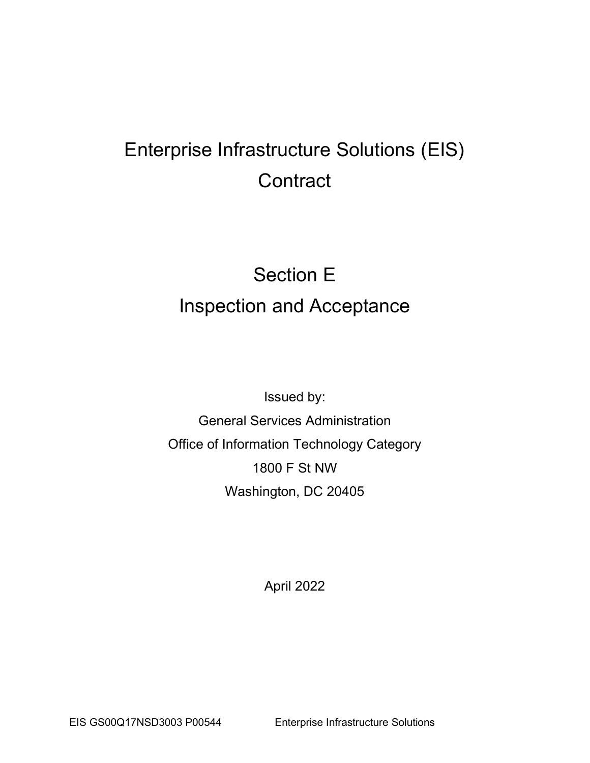# Enterprise Infrastructure Solutions (EIS) Contract

## Section E
## Inspection and Acceptance

Issued by:

General Services Administration

Office of Information Technology Category

1800 F St NW

Washington, DC 20405

April 2022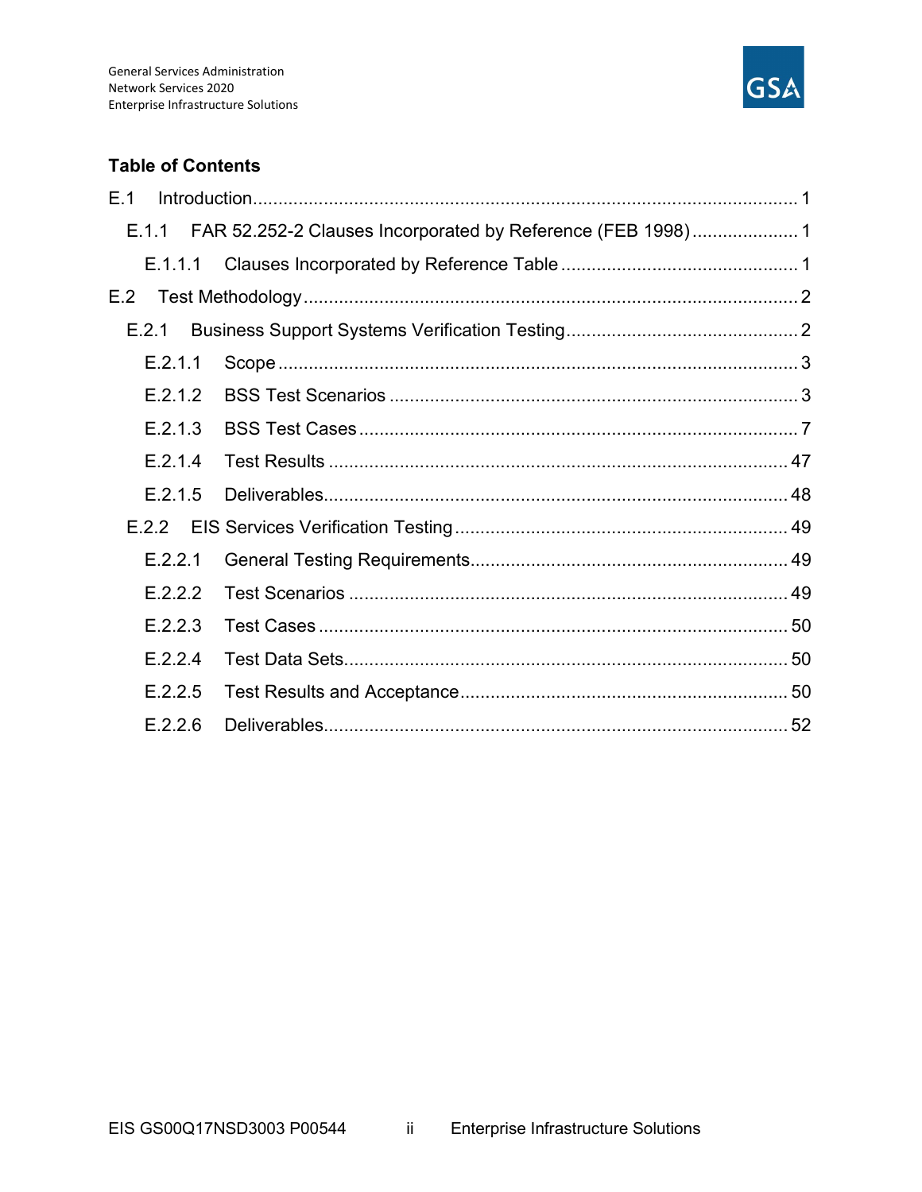## Table of Contents

E.1 Introduction ........................................................................................................ 1

E.1.1 FAR 52.252-2 Clauses Incorporated by Reference (FEB 1998) ..................... 1

E.1.1.1 Clauses Incorporated by Reference Table ............................................... 1

E.2 Test Methodology ................................................................................................ 2

E.2.1 Business Support Systems Verification Testing ............................................. 2

E.2.1.1 Scope ...................................................................................................... 3

E.2.1.2 BSS Test Scenarios ................................................................................ 3

E.2.1.3 BSS Test Cases ...................................................................................... 7

E.2.1.4 Test Results .......................................................................................... 47

E.2.1.5 Deliverables .......................................................................................... 48

E.2.2 EIS Services Verification Testing .................................................................. 49

E.2.2.1 General Testing Requirements .............................................................. 49

E.2.2.2 Test Scenarios ...................................................................................... 49

E.2.2.3 Test Cases ............................................................................................ 50

E.2.2.4 Test Data Sets ....................................................................................... 50

E.2.2.5 Test Results and Acceptance ................................................................ 50

E.2.2.6 Deliverables .......................................................................................... 52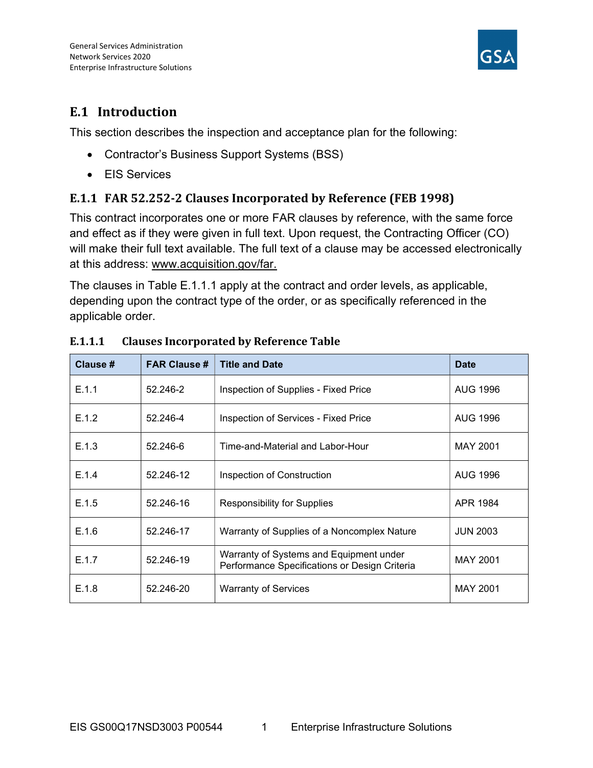## E.1 Introduction

This section describes the inspection and acceptance plan for the following:

- Contractor's Business Support Systems (BSS)
- EIS Services

### E.1.1 FAR 52.252-2 Clauses Incorporated by Reference (FEB 1998)

This contract incorporates one or more FAR clauses by reference, with the same force and effect as if they were given in full text. Upon request, the Contracting Officer (CO) will make their full text available. The full text of a clause may be accessed electronically at this address: www.acquisition.gov/far.

The clauses in Table E.1.1.1 apply at the contract and order levels, as applicable, depending upon the contract type of the order, or as specifically referenced in the applicable order.

#### E.1.1.1 Clauses Incorporated by Reference Table

| Clause # | FAR Clause # | Title and Date | Date |
|---|---|---|---|
| E.1.1 | 52.246-2 | Inspection of Supplies - Fixed Price | AUG 1996 |
| E.1.2 | 52.246-4 | Inspection of Services - Fixed Price | AUG 1996 |
| E.1.3 | 52.246-6 | Time-and-Material and Labor-Hour | MAY 2001 |
| E.1.4 | 52.246-12 | Inspection of Construction | AUG 1996 |
| E.1.5 | 52.246-16 | Responsibility for Supplies | APR 1984 |
| E.1.6 | 52.246-17 | Warranty of Supplies of a Noncomplex Nature | JUN 2003 |
| E.1.7 | 52.246-19 | Warranty of Systems and Equipment under Performance Specifications or Design Criteria | MAY 2001 |
| E.1.8 | 52.246-20 | Warranty of Services | MAY 2001 |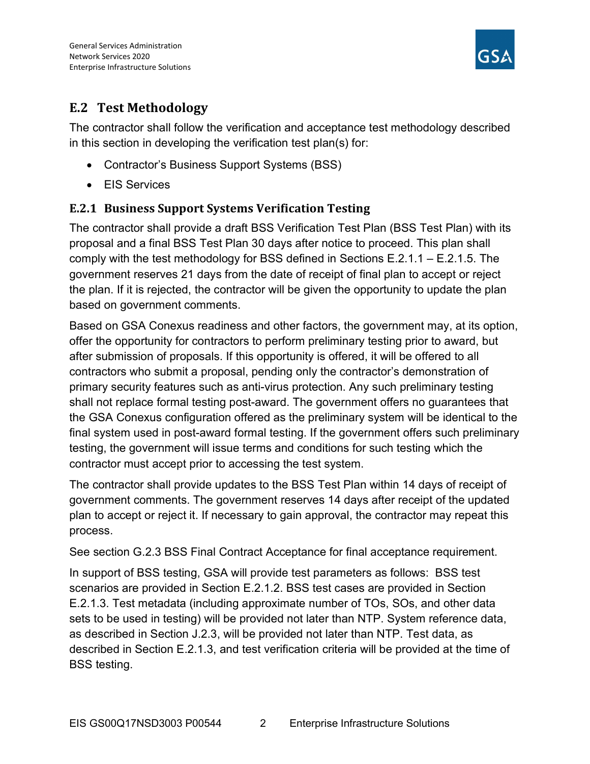## E.2 Test Methodology

The contractor shall follow the verification and acceptance test methodology described in this section in developing the verification test plan(s) for:

- Contractor's Business Support Systems (BSS)
- EIS Services

### E.2.1 Business Support Systems Verification Testing

The contractor shall provide a draft BSS Verification Test Plan (BSS Test Plan) with its proposal and a final BSS Test Plan 30 days after notice to proceed. This plan shall comply with the test methodology for BSS defined in Sections E.2.1.1 – E.2.1.5. The government reserves 21 days from the date of receipt of final plan to accept or reject the plan. If it is rejected, the contractor will be given the opportunity to update the plan based on government comments.

Based on GSA Conexus readiness and other factors, the government may, at its option, offer the opportunity for contractors to perform preliminary testing prior to award, but after submission of proposals. If this opportunity is offered, it will be offered to all contractors who submit a proposal, pending only the contractor's demonstration of primary security features such as anti-virus protection. Any such preliminary testing shall not replace formal testing post-award. The government offers no guarantees that the GSA Conexus configuration offered as the preliminary system will be identical to the final system used in post-award formal testing. If the government offers such preliminary testing, the government will issue terms and conditions for such testing which the contractor must accept prior to accessing the test system.

The contractor shall provide updates to the BSS Test Plan within 14 days of receipt of government comments. The government reserves 14 days after receipt of the updated plan to accept or reject it. If necessary to gain approval, the contractor may repeat this process.

See section G.2.3 BSS Final Contract Acceptance for final acceptance requirement.

In support of BSS testing, GSA will provide test parameters as follows: BSS test scenarios are provided in Section E.2.1.2. BSS test cases are provided in Section E.2.1.3. Test metadata (including approximate number of TOs, SOs, and other data sets to be used in testing) will be provided not later than NTP. System reference data, as described in Section J.2.3, will be provided not later than NTP. Test data, as described in Section E.2.1.3, and test verification criteria will be provided at the time of BSS testing.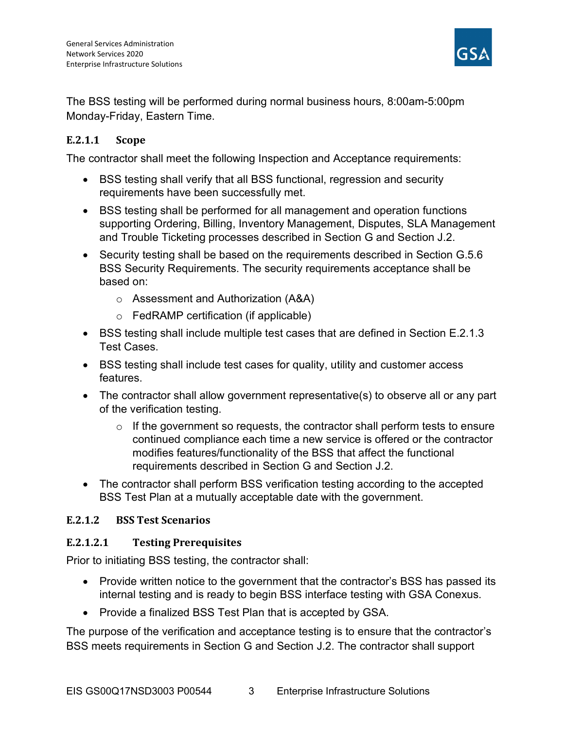The BSS testing will be performed during normal business hours, 8:00am-5:00pm Monday-Friday, Eastern Time.

#### E.2.1.1 Scope

The contractor shall meet the following Inspection and Acceptance requirements:

- BSS testing shall verify that all BSS functional, regression and security requirements have been successfully met.
- BSS testing shall be performed for all management and operation functions supporting Ordering, Billing, Inventory Management, Disputes, SLA Management and Trouble Ticketing processes described in Section G and Section J.2.
- Security testing shall be based on the requirements described in Section G.5.6 BSS Security Requirements. The security requirements acceptance shall be based on:
  - Assessment and Authorization (A&A)
  - FedRAMP certification (if applicable)
- BSS testing shall include multiple test cases that are defined in Section E.2.1.3 Test Cases.
- BSS testing shall include test cases for quality, utility and customer access features.
- The contractor shall allow government representative(s) to observe all or any part of the verification testing.
  - If the government so requests, the contractor shall perform tests to ensure continued compliance each time a new service is offered or the contractor modifies features/functionality of the BSS that affect the functional requirements described in Section G and Section J.2.
- The contractor shall perform BSS verification testing according to the accepted BSS Test Plan at a mutually acceptable date with the government.

#### E.2.1.2 BSS Test Scenarios

##### E.2.1.2.1 Testing Prerequisites

Prior to initiating BSS testing, the contractor shall:

- Provide written notice to the government that the contractor's BSS has passed its internal testing and is ready to begin BSS interface testing with GSA Conexus.
- Provide a finalized BSS Test Plan that is accepted by GSA.

The purpose of the verification and acceptance testing is to ensure that the contractor's BSS meets requirements in Section G and Section J.2. The contractor shall support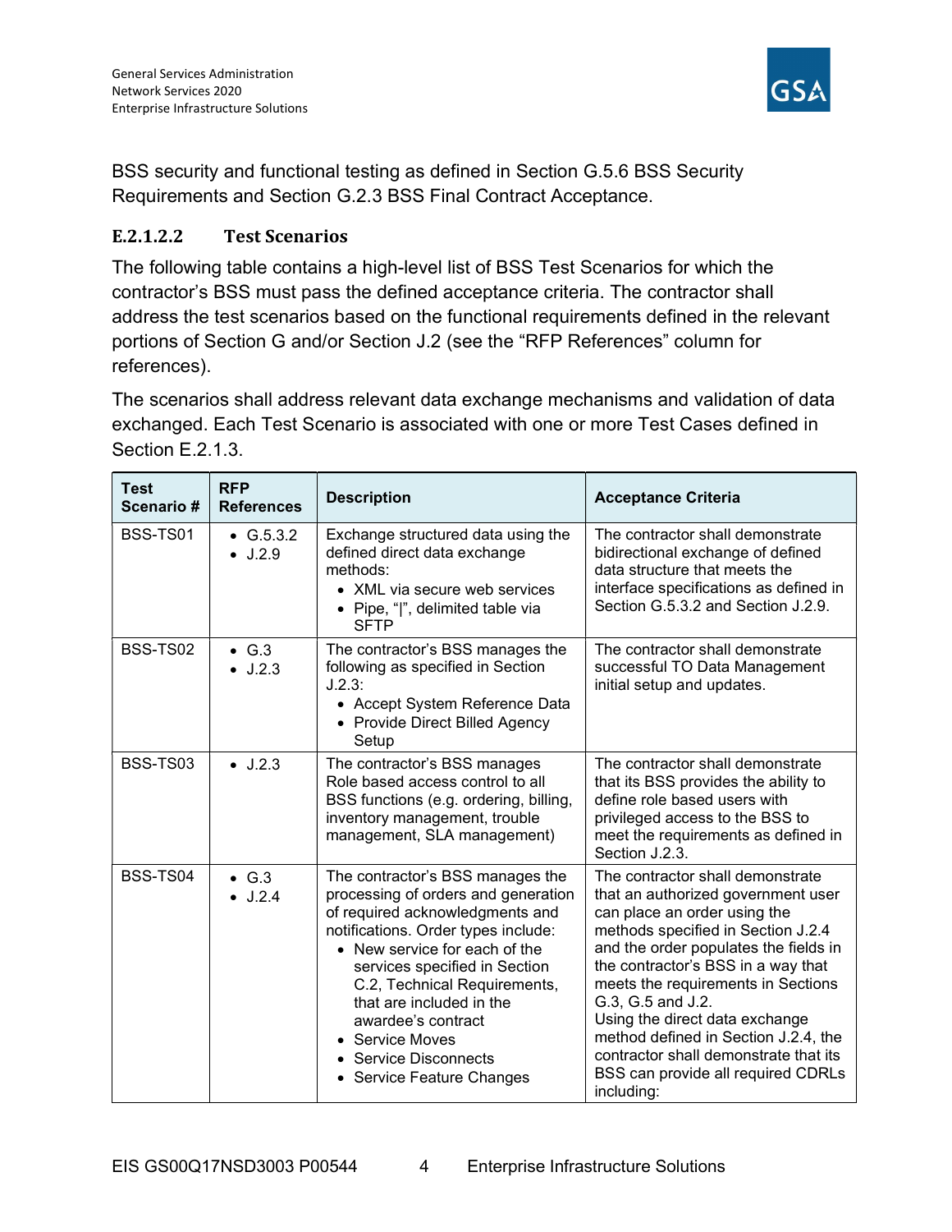BSS security and functional testing as defined in Section G.5.6 BSS Security Requirements and Section G.2.3 BSS Final Contract Acceptance.

#### E.2.1.2.2 Test Scenarios

The following table contains a high-level list of BSS Test Scenarios for which the contractor's BSS must pass the defined acceptance criteria. The contractor shall address the test scenarios based on the functional requirements defined in the relevant portions of Section G and/or Section J.2 (see the "RFP References" column for references).

The scenarios shall address relevant data exchange mechanisms and validation of data exchanged. Each Test Scenario is associated with one or more Test Cases defined in Section E.2.1.3.

| Test Scenario # | RFP References | Description | Acceptance Criteria |
|---|---|---|---|
| BSS-TS01 | • G.5.3.2<br>• J.2.9 | Exchange structured data using the defined direct data exchange methods:<br>• XML via secure web services<br>• Pipe, "\|", delimited table via SFTP | The contractor shall demonstrate bidirectional exchange of defined data structure that meets the interface specifications as defined in Section G.5.3.2 and Section J.2.9. |
| BSS-TS02 | • G.3<br>• J.2.3 | The contractor's BSS manages the following as specified in Section J.2.3:<br>• Accept System Reference Data<br>• Provide Direct Billed Agency Setup | The contractor shall demonstrate successful TO Data Management initial setup and updates. |
| BSS-TS03 | • J.2.3 | The contractor's BSS manages Role based access control to all BSS functions (e.g. ordering, billing, inventory management, trouble management, SLA management) | The contractor shall demonstrate that its BSS provides the ability to define role based users with privileged access to the BSS to meet the requirements as defined in Section J.2.3. |
| BSS-TS04 | • G.3<br>• J.2.4 | The contractor's BSS manages the processing of orders and generation of required acknowledgments and notifications. Order types include:<br>• New service for each of the services specified in Section C.2, Technical Requirements, that are included in the awardee's contract<br>• Service Moves<br>• Service Disconnects<br>• Service Feature Changes | The contractor shall demonstrate that an authorized government user can place an order using the methods specified in Section J.2.4 and the order populates the fields in the contractor's BSS in a way that meets the requirements in Sections G.3, G.5 and J.2.<br>Using the direct data exchange method defined in Section J.2.4, the contractor shall demonstrate that its BSS can provide all required CDRLs including: |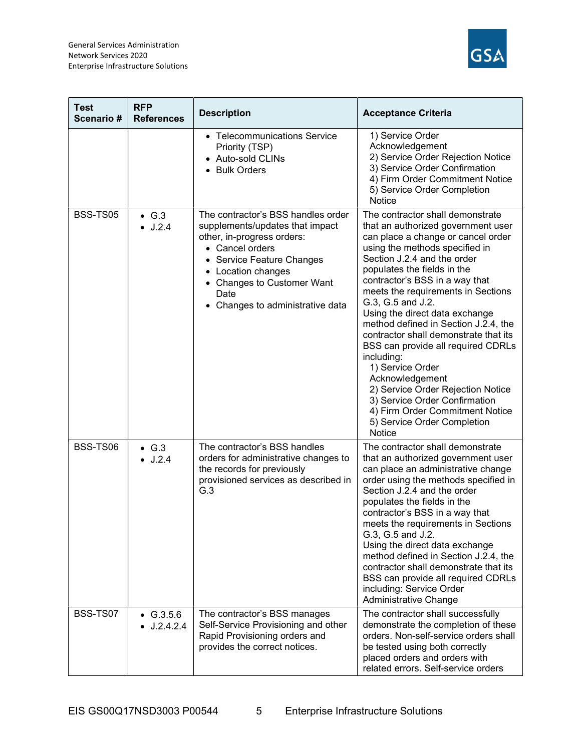| Test Scenario # | RFP References | Description | Acceptance Criteria |
|---|---|---|---|
| | | • Telecommunications Service Priority (TSP)<br>• Auto-sold CLINs<br>• Bulk Orders | 1) Service Order Acknowledgement<br>2) Service Order Rejection Notice<br>3) Service Order Confirmation<br>4) Firm Order Commitment Notice<br>5) Service Order Completion Notice |
| BSS-TS05 | • G.3<br>• J.2.4 | The contractor's BSS handles order supplements/updates that impact other, in-progress orders:<br>• Cancel orders<br>• Service Feature Changes<br>• Location changes<br>• Changes to Customer Want Date<br>• Changes to administrative data | The contractor shall demonstrate that an authorized government user can place a change or cancel order using the methods specified in Section J.2.4 and the order populates the fields in the contractor's BSS in a way that meets the requirements in Sections G.3, G.5 and J.2.<br>Using the direct data exchange method defined in Section J.2.4, the contractor shall demonstrate that its BSS can provide all required CDRLs including:<br>1) Service Order Acknowledgement<br>2) Service Order Rejection Notice<br>3) Service Order Confirmation<br>4) Firm Order Commitment Notice<br>5) Service Order Completion Notice |
| BSS-TS06 | • G.3<br>• J.2.4 | The contractor's BSS handles orders for administrative changes to the records for previously provisioned services as described in G.3 | The contractor shall demonstrate that an authorized government user can place an administrative change order using the methods specified in Section J.2.4 and the order populates the fields in the contractor's BSS in a way that meets the requirements in Sections G.3, G.5 and J.2.<br>Using the direct data exchange method defined in Section J.2.4, the contractor shall demonstrate that its BSS can provide all required CDRLs including: Service Order Administrative Change |
| BSS-TS07 | • G.3.5.6<br>• J.2.4.2.4 | The contractor's BSS manages Self-Service Provisioning and other Rapid Provisioning orders and provides the correct notices. | The contractor shall successfully demonstrate the completion of these orders. Non-self-service orders shall be tested using both correctly placed orders and orders with related errors. Self-service orders |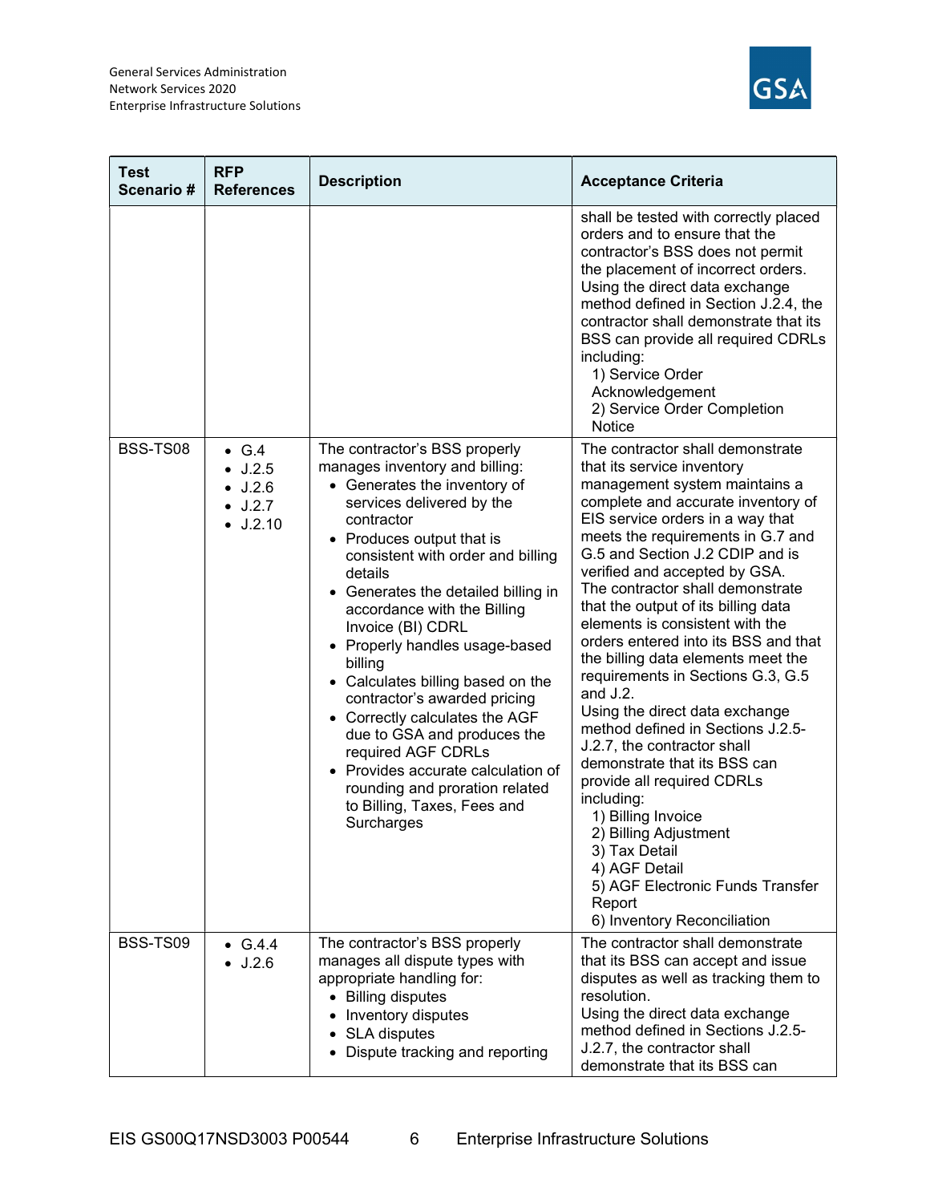| Test Scenario # | RFP References | Description | Acceptance Criteria |
|---|---|---|---|
| | | | shall be tested with correctly placed orders and to ensure that the contractor's BSS does not permit the placement of incorrect orders.<br>Using the direct data exchange method defined in Section J.2.4, the contractor shall demonstrate that its BSS can provide all required CDRLs including:<br>1) Service Order Acknowledgement<br>2) Service Order Completion Notice |
| BSS-TS08 | • G.4<br>• J.2.5<br>• J.2.6<br>• J.2.7<br>• J.2.10 | The contractor's BSS properly manages inventory and billing:<br>• Generates the inventory of services delivered by the contractor<br>• Produces output that is consistent with order and billing details<br>• Generates the detailed billing in accordance with the Billing Invoice (BI) CDRL<br>• Properly handles usage-based billing<br>• Calculates billing based on the contractor's awarded pricing<br>• Correctly calculates the AGF due to GSA and produces the required AGF CDRLs<br>• Provides accurate calculation of rounding and proration related to Billing, Taxes, Fees and Surcharges | The contractor shall demonstrate that its service inventory management system maintains a complete and accurate inventory of EIS service orders in a way that meets the requirements in G.7 and G.5 and Section J.2 CDIP and is verified and accepted by GSA.<br>The contractor shall demonstrate that the output of its billing data elements is consistent with the orders entered into its BSS and that the billing data elements meet the requirements in Sections G.3, G.5 and J.2.<br>Using the direct data exchange method defined in Sections J.2.5-J.2.7, the contractor shall demonstrate that its BSS can provide all required CDRLs including:<br>1) Billing Invoice<br>2) Billing Adjustment<br>3) Tax Detail<br>4) AGF Detail<br>5) AGF Electronic Funds Transfer Report<br>6) Inventory Reconciliation |
| BSS-TS09 | • G.4.4<br>• J.2.6 | The contractor's BSS properly manages all dispute types with appropriate handling for:<br>• Billing disputes<br>• Inventory disputes<br>• SLA disputes<br>• Dispute tracking and reporting | The contractor shall demonstrate that its BSS can accept and issue disputes as well as tracking them to resolution.<br>Using the direct data exchange method defined in Sections J.2.5-J.2.7, the contractor shall demonstrate that its BSS can |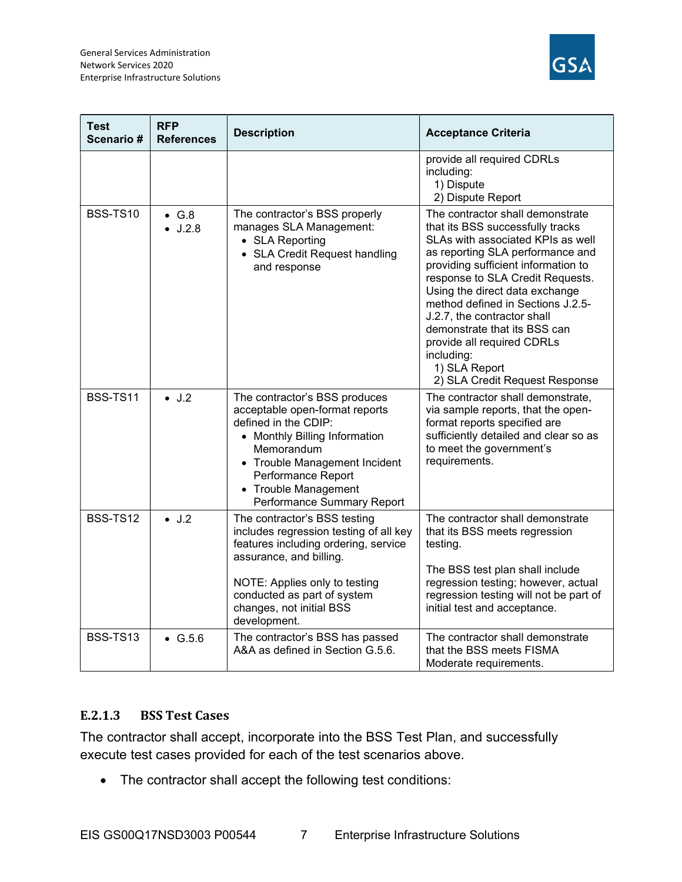| Test Scenario # | RFP References | Description | Acceptance Criteria |
|---|---|---|---|
| | | | provide all required CDRLs including:<br>1) Dispute<br>2) Dispute Report |
| BSS-TS10 | • G.8<br>• J.2.8 | The contractor's BSS properly manages SLA Management:<br>• SLA Reporting<br>• SLA Credit Request handling and response | The contractor shall demonstrate that its BSS successfully tracks SLAs with associated KPIs as well as reporting SLA performance and providing sufficient information to response to SLA Credit Requests. Using the direct data exchange method defined in Sections J.2.5-J.2.7, the contractor shall demonstrate that its BSS can provide all required CDRLs including:<br>1) SLA Report<br>2) SLA Credit Request Response |
| BSS-TS11 | • J.2 | The contractor's BSS produces acceptable open-format reports defined in the CDIP:<br>• Monthly Billing Information Memorandum<br>• Trouble Management Incident Performance Report<br>• Trouble Management Performance Summary Report | The contractor shall demonstrate, via sample reports, that the open-format reports specified are sufficiently detailed and clear so as to meet the government's requirements. |
| BSS-TS12 | • J.2 | The contractor's BSS testing includes regression testing of all key features including ordering, service assurance, and billing.<br><br>NOTE: Applies only to testing conducted as part of system changes, not initial BSS development. | The contractor shall demonstrate that its BSS meets regression testing.<br><br>The BSS test plan shall include regression testing; however, actual regression testing will not be part of initial test and acceptance. |
| BSS-TS13 | • G.5.6 | The contractor's BSS has passed A&A as defined in Section G.5.6. | The contractor shall demonstrate that the BSS meets FISMA Moderate requirements. |

#### E.2.1.3 BSS Test Cases

The contractor shall accept, incorporate into the BSS Test Plan, and successfully execute test cases provided for each of the test scenarios above.

- The contractor shall accept the following test conditions: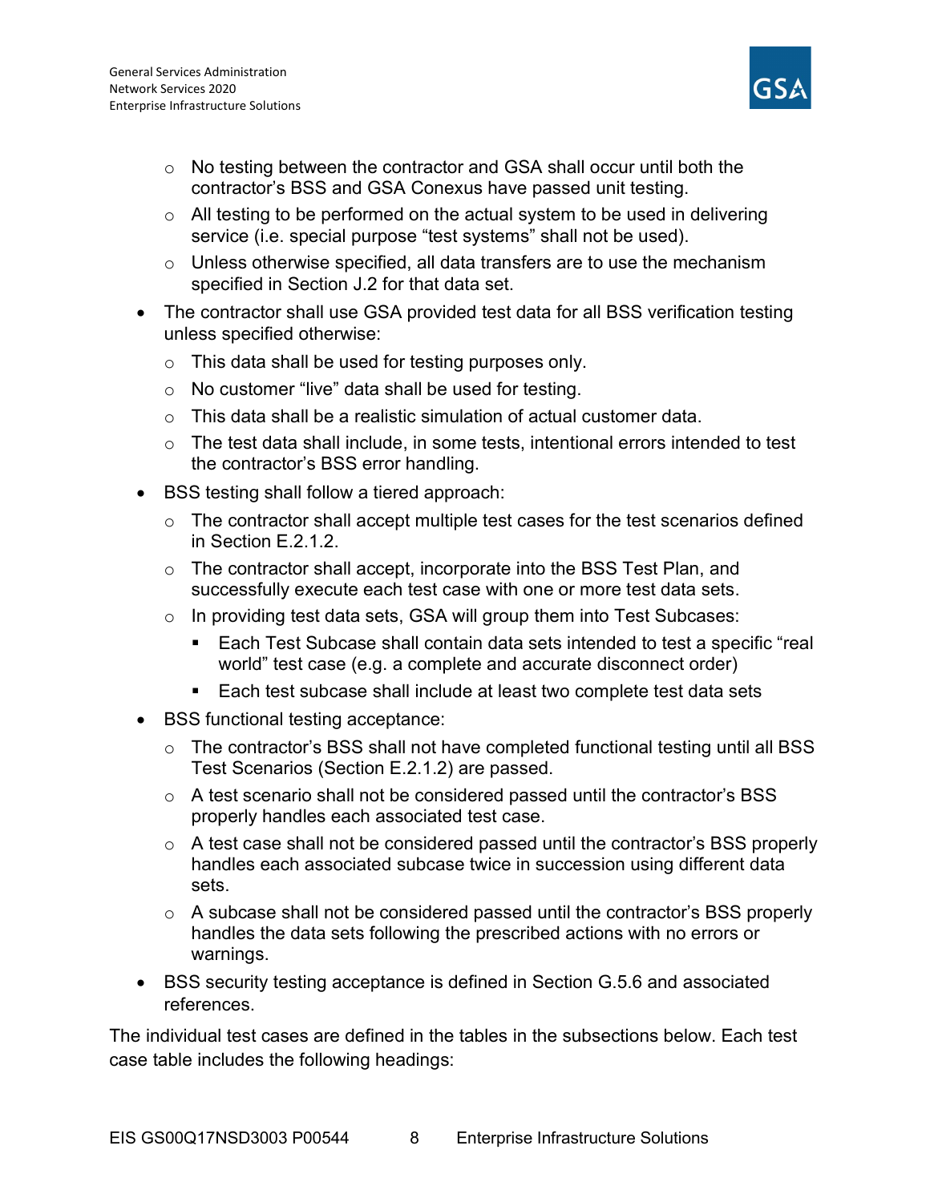- No testing between the contractor and GSA shall occur until both the contractor's BSS and GSA Conexus have passed unit testing.
    - All testing to be performed on the actual system to be used in delivering service (i.e. special purpose "test systems" shall not be used).
    - Unless otherwise specified, all data transfers are to use the mechanism specified in Section J.2 for that data set.
- The contractor shall use GSA provided test data for all BSS verification testing unless specified otherwise:
    - This data shall be used for testing purposes only.
    - No customer "live" data shall be used for testing.
    - This data shall be a realistic simulation of actual customer data.
    - The test data shall include, in some tests, intentional errors intended to test the contractor's BSS error handling.
- BSS testing shall follow a tiered approach:
    - The contractor shall accept multiple test cases for the test scenarios defined in Section E.2.1.2.
    - The contractor shall accept, incorporate into the BSS Test Plan, and successfully execute each test case with one or more test data sets.
    - In providing test data sets, GSA will group them into Test Subcases:
        - Each Test Subcase shall contain data sets intended to test a specific "real world" test case (e.g. a complete and accurate disconnect order)
        - Each test subcase shall include at least two complete test data sets
- BSS functional testing acceptance:
    - The contractor's BSS shall not have completed functional testing until all BSS Test Scenarios (Section E.2.1.2) are passed.
    - A test scenario shall not be considered passed until the contractor's BSS properly handles each associated test case.
    - A test case shall not be considered passed until the contractor's BSS properly handles each associated subcase twice in succession using different data sets.
    - A subcase shall not be considered passed until the contractor's BSS properly handles the data sets following the prescribed actions with no errors or warnings.
- BSS security testing acceptance is defined in Section G.5.6 and associated references.

The individual test cases are defined in the tables in the subsections below. Each test case table includes the following headings: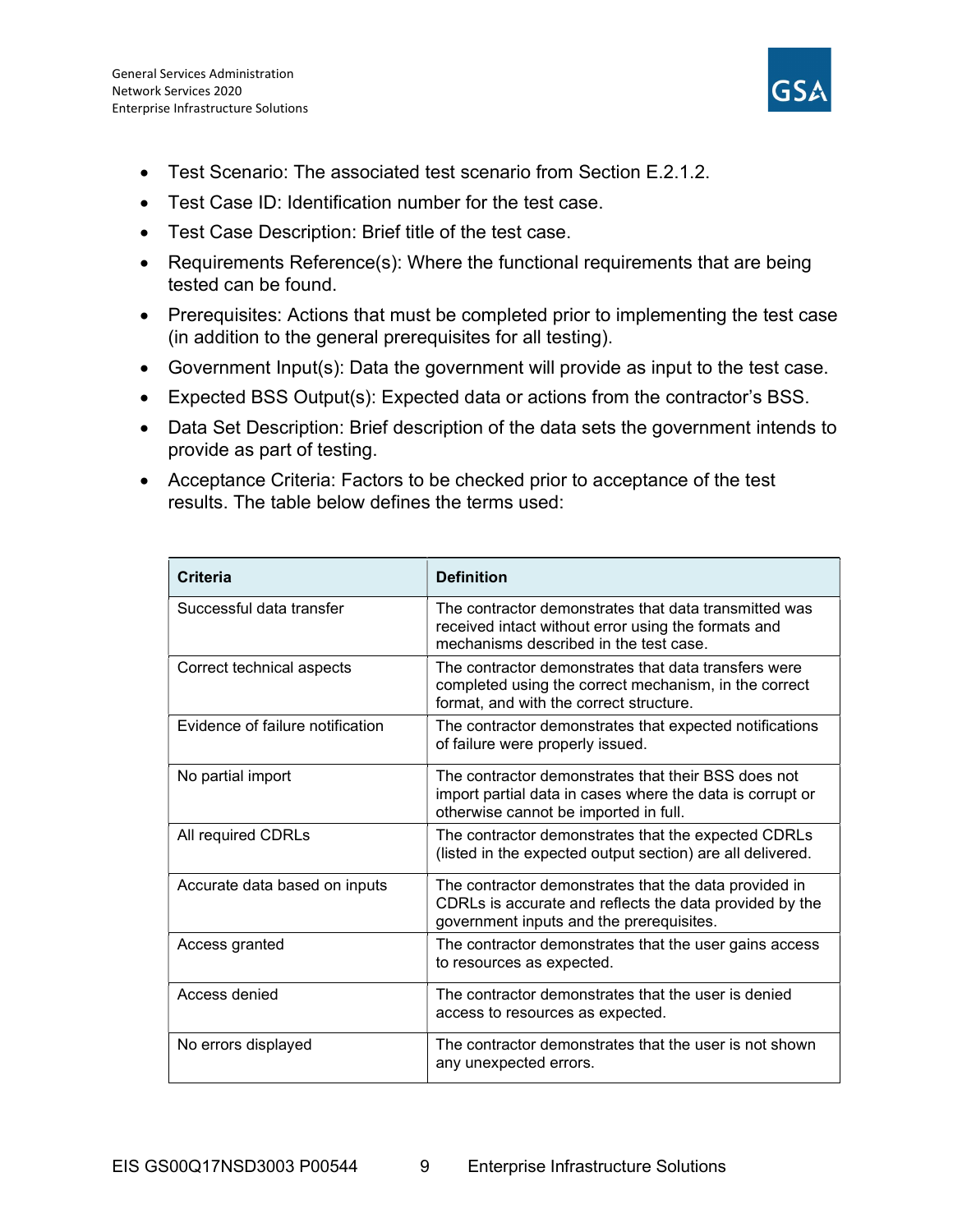- Test Scenario: The associated test scenario from Section E.2.1.2.
- Test Case ID: Identification number for the test case.
- Test Case Description: Brief title of the test case.
- Requirements Reference(s): Where the functional requirements that are being tested can be found.
- Prerequisites: Actions that must be completed prior to implementing the test case (in addition to the general prerequisites for all testing).
- Government Input(s): Data the government will provide as input to the test case.
- Expected BSS Output(s): Expected data or actions from the contractor's BSS.
- Data Set Description: Brief description of the data sets the government intends to provide as part of testing.
- Acceptance Criteria: Factors to be checked prior to acceptance of the test results. The table below defines the terms used:

| Criteria | Definition |
|---|---|
| Successful data transfer | The contractor demonstrates that data transmitted was received intact without error using the formats and mechanisms described in the test case. |
| Correct technical aspects | The contractor demonstrates that data transfers were completed using the correct mechanism, in the correct format, and with the correct structure. |
| Evidence of failure notification | The contractor demonstrates that expected notifications of failure were properly issued. |
| No partial import | The contractor demonstrates that their BSS does not import partial data in cases where the data is corrupt or otherwise cannot be imported in full. |
| All required CDRLs | The contractor demonstrates that the expected CDRLs (listed in the expected output section) are all delivered. |
| Accurate data based on inputs | The contractor demonstrates that the data provided in CDRLs is accurate and reflects the data provided by the government inputs and the prerequisites. |
| Access granted | The contractor demonstrates that the user gains access to resources as expected. |
| Access denied | The contractor demonstrates that the user is denied access to resources as expected. |
| No errors displayed | The contractor demonstrates that the user is not shown any unexpected errors. |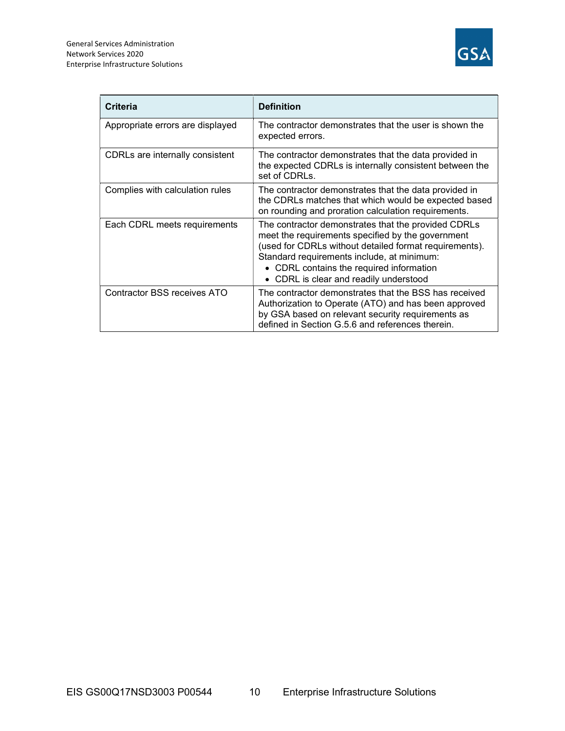| Criteria | Definition |
|---|---|
| Appropriate errors are displayed | The contractor demonstrates that the user is shown the expected errors. |
| CDRLs are internally consistent | The contractor demonstrates that the data provided in the expected CDRLs is internally consistent between the set of CDRLs. |
| Complies with calculation rules | The contractor demonstrates that the data provided in the CDRLs matches that which would be expected based on rounding and proration calculation requirements. |
| Each CDRL meets requirements | The contractor demonstrates that the provided CDRLs meet the requirements specified by the government (used for CDRLs without detailed format requirements). Standard requirements include, at minimum: <br>• CDRL contains the required information <br>• CDRL is clear and readily understood |
| Contractor BSS receives ATO | The contractor demonstrates that the BSS has received Authorization to Operate (ATO) and has been approved by GSA based on relevant security requirements as defined in Section G.5.6 and references therein. |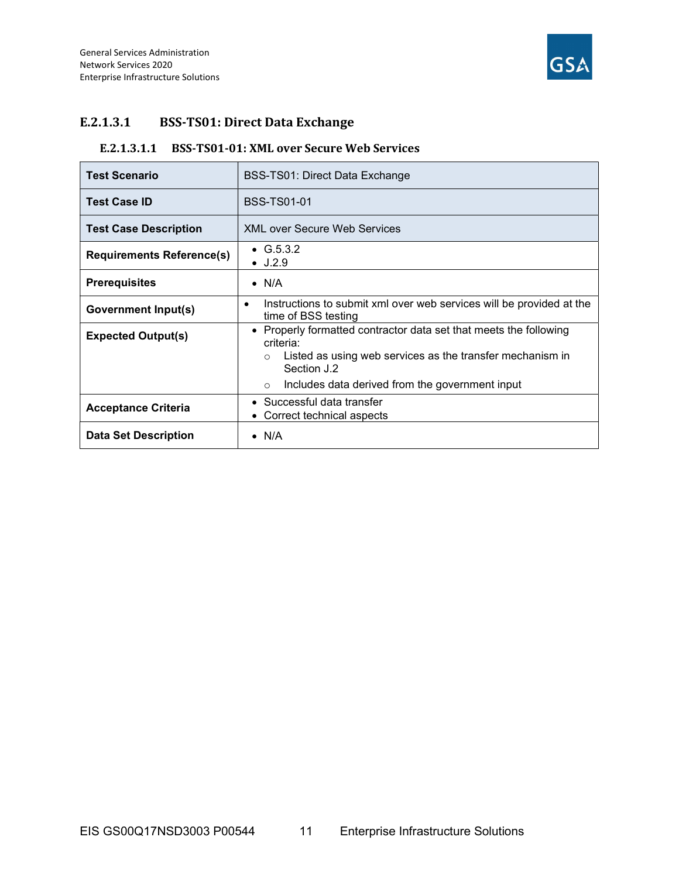### E.2.1.3.1 BSS-TS01: Direct Data Exchange

#### E.2.1.3.1.1 BSS-TS01-01: XML over Secure Web Services

| **Test Scenario** | BSS-TS01: Direct Data Exchange |
|---|---|
| **Test Case ID** | BSS-TS01-01 |
| **Test Case Description** | XML over Secure Web Services |
| **Requirements Reference(s)** | • G.5.3.2<br>• J.2.9 |
| **Prerequisites** | • N/A |
| **Government Input(s)** | • Instructions to submit xml over web services will be provided at the time of BSS testing |
| **Expected Output(s)** | • Properly formatted contractor data set that meets the following criteria:<br>○ Listed as using web services as the transfer mechanism in Section J.2<br>○ Includes data derived from the government input |
| **Acceptance Criteria** | • Successful data transfer<br>• Correct technical aspects |
| **Data Set Description** | • N/A |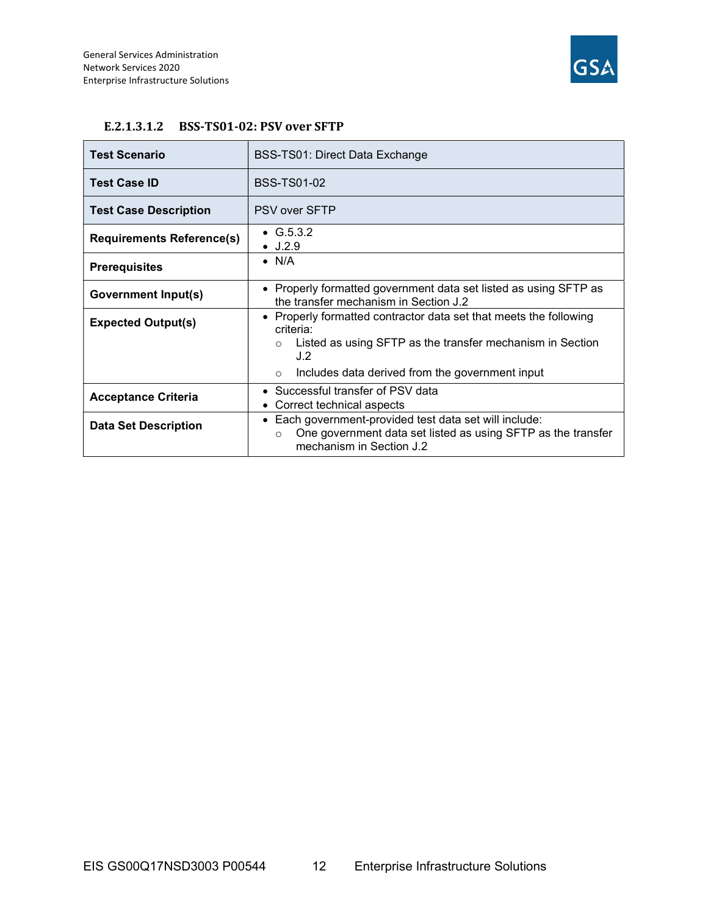#### E.2.1.3.1.2 BSS-TS01-02: PSV over SFTP

| Test Scenario | BSS-TS01: Direct Data Exchange |
|---|---|
| **Test Case ID** | BSS-TS01-02 |
| **Test Case Description** | PSV over SFTP |
| **Requirements Reference(s)** | • G.5.3.2<br>• J.2.9 |
| **Prerequisites** | • N/A |
| **Government Input(s)** | • Properly formatted government data set listed as using SFTP as the transfer mechanism in Section J.2 |
| **Expected Output(s)** | • Properly formatted contractor data set that meets the following criteria:<br>○ Listed as using SFTP as the transfer mechanism in Section J.2<br>○ Includes data derived from the government input |
| **Acceptance Criteria** | • Successful transfer of PSV data<br>• Correct technical aspects |
| **Data Set Description** | • Each government-provided test data set will include:<br>○ One government data set listed as using SFTP as the transfer mechanism in Section J.2 |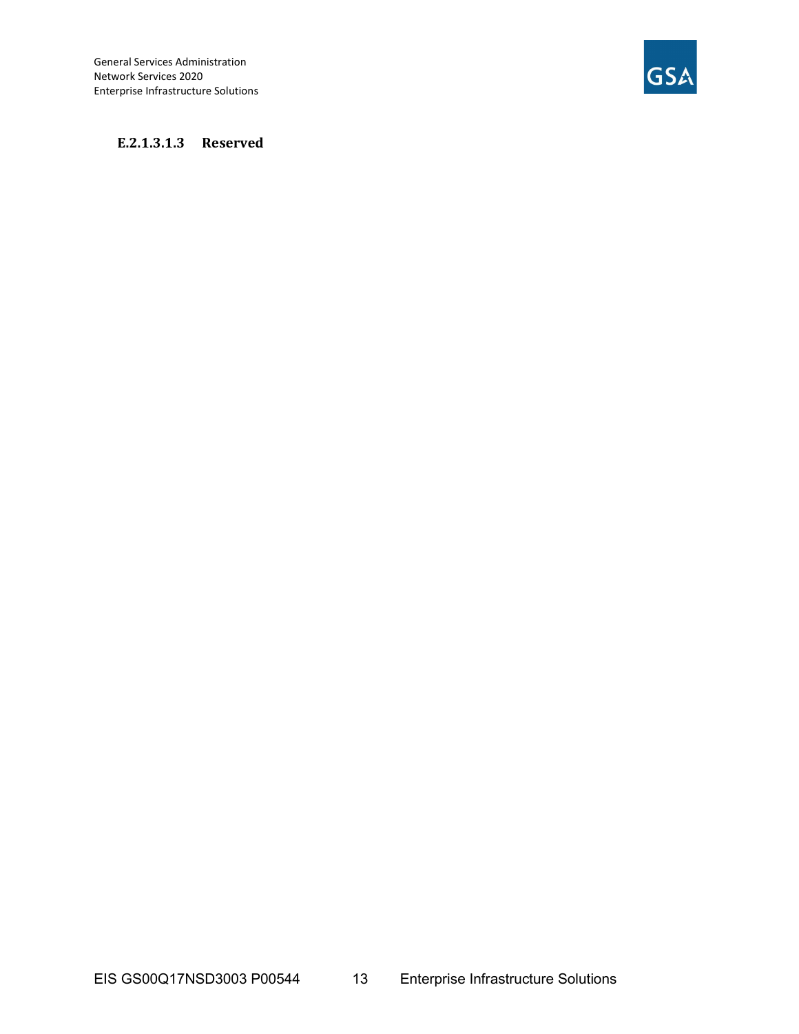#### E.2.1.3.1.3 Reserved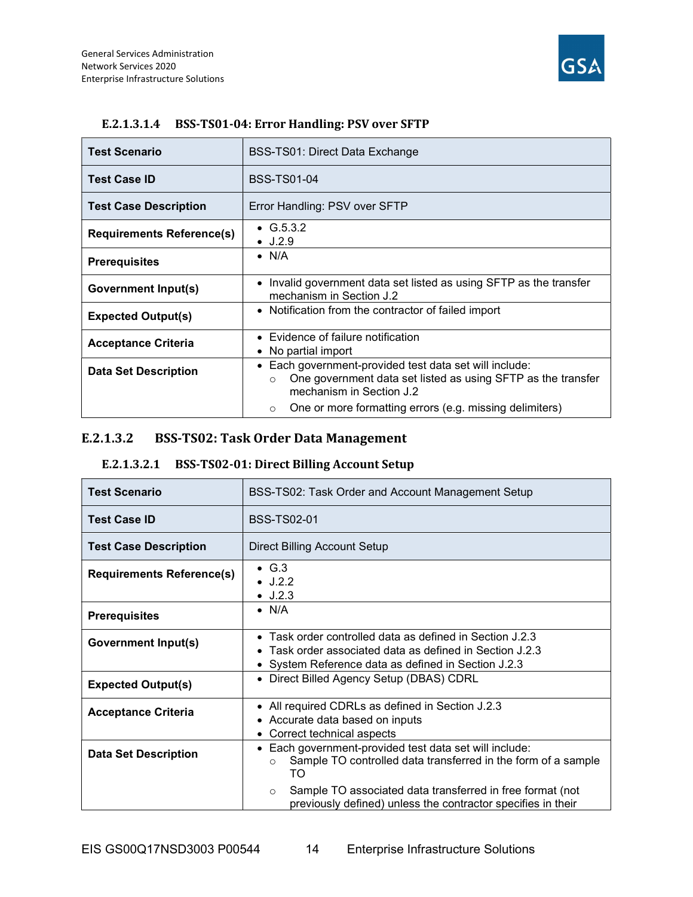#### E.2.1.3.1.4 BSS-TS01-04: Error Handling: PSV over SFTP

| Test Scenario | BSS-TS01: Direct Data Exchange |
|---|---|
| **Test Case ID** | BSS-TS01-04 |
| **Test Case Description** | Error Handling: PSV over SFTP |
| **Requirements Reference(s)** | • G.5.3.2<br>• J.2.9 |
| **Prerequisites** | • N/A |
| **Government Input(s)** | • Invalid government data set listed as using SFTP as the transfer mechanism in Section J.2 |
| **Expected Output(s)** | • Notification from the contractor of failed import |
| **Acceptance Criteria** | • Evidence of failure notification<br>• No partial import |
| **Data Set Description** | • Each government-provided test data set will include:<br>○ One government data set listed as using SFTP as the transfer mechanism in Section J.2<br>○ One or more formatting errors (e.g. missing delimiters) |

### E.2.1.3.2 BSS-TS02: Task Order Data Management

#### E.2.1.3.2.1 BSS-TS02-01: Direct Billing Account Setup

| Test Scenario | BSS-TS02: Task Order and Account Management Setup |
|---|---|
| **Test Case ID** | BSS-TS02-01 |
| **Test Case Description** | Direct Billing Account Setup |
| **Requirements Reference(s)** | • G.3<br>• J.2.2<br>• J.2.3 |
| **Prerequisites** | • N/A |
| **Government Input(s)** | • Task order controlled data as defined in Section J.2.3<br>• Task order associated data as defined in Section J.2.3<br>• System Reference data as defined in Section J.2.3 |
| **Expected Output(s)** | • Direct Billed Agency Setup (DBAS) CDRL |
| **Acceptance Criteria** | • All required CDRLs as defined in Section J.2.3<br>• Accurate data based on inputs<br>• Correct technical aspects |
| **Data Set Description** | • Each government-provided test data set will include:<br>○ Sample TO controlled data transferred in the form of a sample TO<br>○ Sample TO associated data transferred in free format (not previously defined) unless the contractor specifies in their |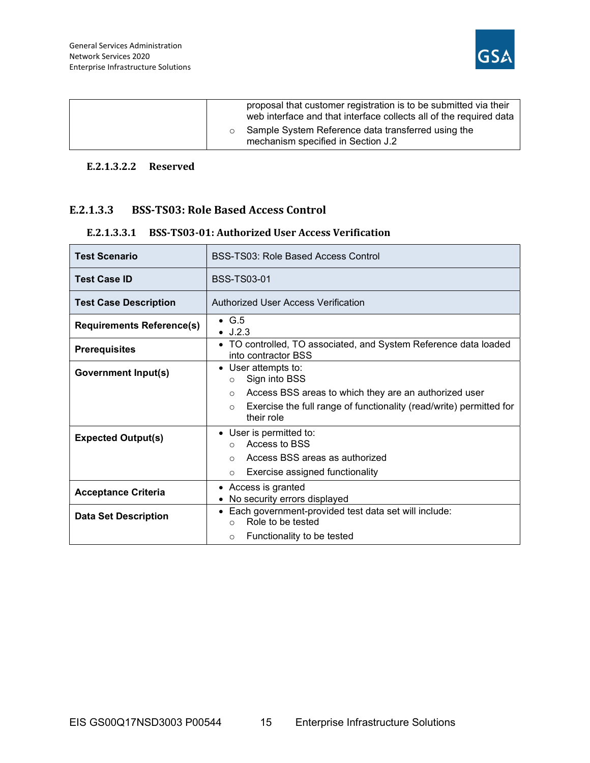| | |
|---|---|
| | proposal that customer registration is to be submitted via their web interface and that interface collects all of the required data<br>◦ Sample System Reference data transferred using the mechanism specified in Section J.2 |

#### E.2.1.3.2.2 Reserved

### E.2.1.3.3 BSS-TS03: Role Based Access Control

#### E.2.1.3.3.1 BSS-TS03-01: Authorized User Access Verification

| **Test Scenario** | BSS-TS03: Role Based Access Control |
|---|---|
| **Test Case ID** | BSS-TS03-01 |
| **Test Case Description** | Authorized User Access Verification |
| **Requirements Reference(s)** | • G.5<br>• J.2.3 |
| **Prerequisites** | • TO controlled, TO associated, and System Reference data loaded into contractor BSS |
| **Government Input(s)** | • User attempts to:<br>◦ Sign into BSS<br>◦ Access BSS areas to which they are an authorized user<br>◦ Exercise the full range of functionality (read/write) permitted for their role |
| **Expected Output(s)** | • User is permitted to:<br>◦ Access to BSS<br>◦ Access BSS areas as authorized<br>◦ Exercise assigned functionality |
| **Acceptance Criteria** | • Access is granted<br>• No security errors displayed |
| **Data Set Description** | • Each government-provided test data set will include:<br>◦ Role to be tested<br>◦ Functionality to be tested |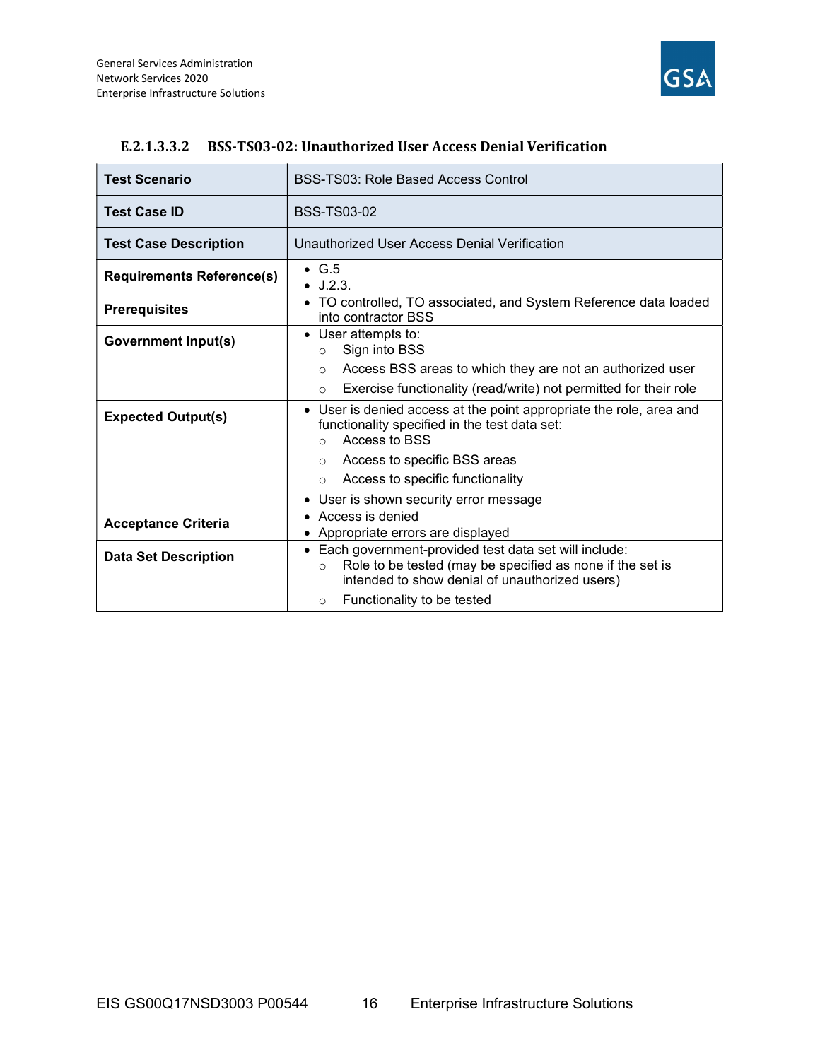#### E.2.1.3.3.2 BSS-TS03-02: Unauthorized User Access Denial Verification

| | |
|---|---|
| **Test Scenario** | BSS-TS03: Role Based Access Control |
| **Test Case ID** | BSS-TS03-02 |
| **Test Case Description** | Unauthorized User Access Denial Verification |
| **Requirements Reference(s)** | • G.5<br>• J.2.3. |
| **Prerequisites** | • TO controlled, TO associated, and System Reference data loaded into contractor BSS |
| **Government Input(s)** | • User attempts to:<br>  ○ Sign into BSS<br>  ○ Access BSS areas to which they are not an authorized user<br>  ○ Exercise functionality (read/write) not permitted for their role |
| **Expected Output(s)** | • User is denied access at the point appropriate the role, area and functionality specified in the test data set:<br>  ○ Access to BSS<br>  ○ Access to specific BSS areas<br>  ○ Access to specific functionality<br>• User is shown security error message |
| **Acceptance Criteria** | • Access is denied<br>• Appropriate errors are displayed |
| **Data Set Description** | • Each government-provided test data set will include:<br>  ○ Role to be tested (may be specified as none if the set is intended to show denial of unauthorized users)<br>  ○ Functionality to be tested |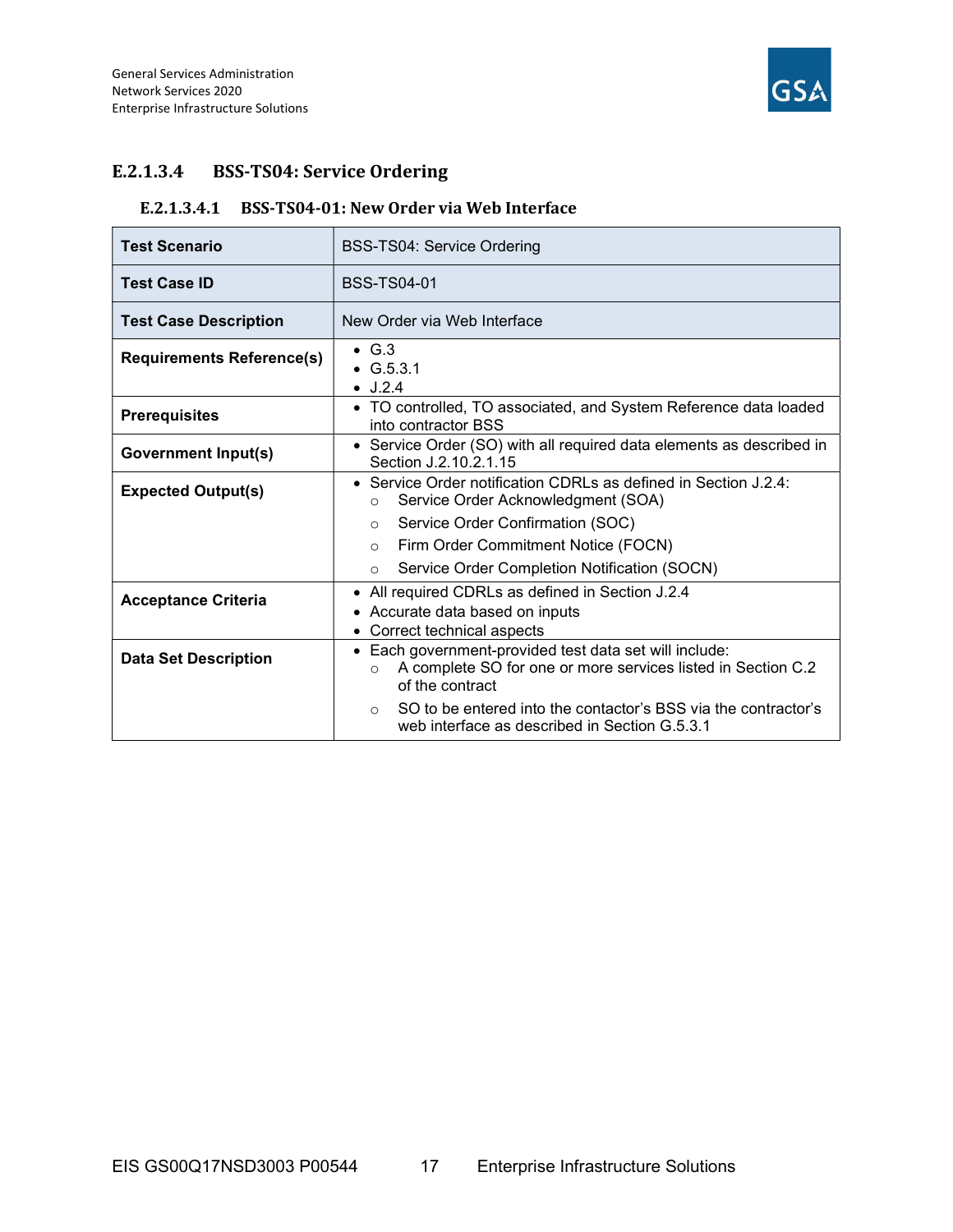### E.2.1.3.4 BSS-TS04: Service Ordering

#### E.2.1.3.4.1 BSS-TS04-01: New Order via Web Interface

| **Test Scenario** | BSS-TS04: Service Ordering |
|---|---|
| **Test Case ID** | BSS-TS04-01 |
| **Test Case Description** | New Order via Web Interface |
| **Requirements Reference(s)** | • G.3<br>• G.5.3.1<br>• J.2.4 |
| **Prerequisites** | • TO controlled, TO associated, and System Reference data loaded into contractor BSS |
| **Government Input(s)** | • Service Order (SO) with all required data elements as described in Section J.2.10.2.1.15 |
| **Expected Output(s)** | • Service Order notification CDRLs as defined in Section J.2.4:<br>○ Service Order Acknowledgment (SOA)<br>○ Service Order Confirmation (SOC)<br>○ Firm Order Commitment Notice (FOCN)<br>○ Service Order Completion Notification (SOCN) |
| **Acceptance Criteria** | • All required CDRLs as defined in Section J.2.4<br>• Accurate data based on inputs<br>• Correct technical aspects |
| **Data Set Description** | • Each government-provided test data set will include:<br>○ A complete SO for one or more services listed in Section C.2 of the contract<br>○ SO to be entered into the contactor's BSS via the contractor's web interface as described in Section G.5.3.1 |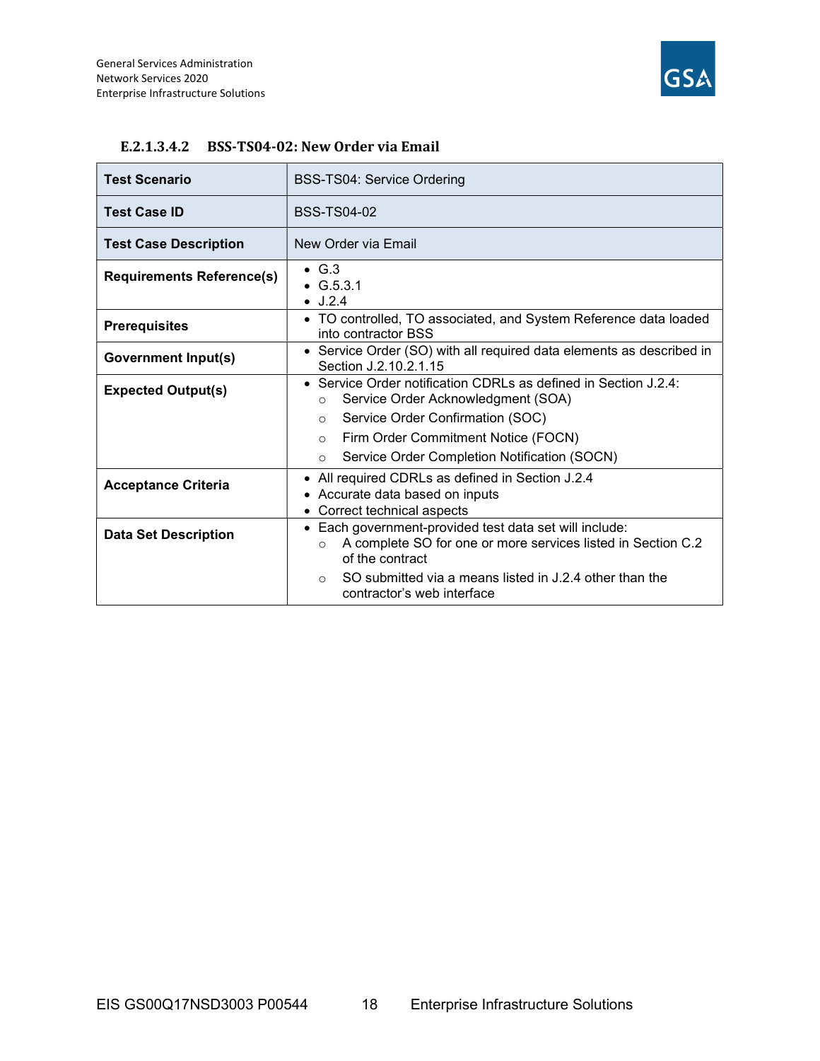#### E.2.1.3.4.2 BSS-TS04-02: New Order via Email

| Test Scenario | BSS-TS04: Service Ordering |
|---|---|
| **Test Case ID** | BSS-TS04-02 |
| **Test Case Description** | New Order via Email |
| **Requirements Reference(s)** | • G.3<br>• G.5.3.1<br>• J.2.4 |
| **Prerequisites** | • TO controlled, TO associated, and System Reference data loaded into contractor BSS |
| **Government Input(s)** | • Service Order (SO) with all required data elements as described in Section J.2.10.2.1.15 |
| **Expected Output(s)** | • Service Order notification CDRLs as defined in Section J.2.4:<br>○ Service Order Acknowledgment (SOA)<br>○ Service Order Confirmation (SOC)<br>○ Firm Order Commitment Notice (FOCN)<br>○ Service Order Completion Notification (SOCN) |
| **Acceptance Criteria** | • All required CDRLs as defined in Section J.2.4<br>• Accurate data based on inputs<br>• Correct technical aspects |
| **Data Set Description** | • Each government-provided test data set will include:<br>○ A complete SO for one or more services listed in Section C.2 of the contract<br>○ SO submitted via a means listed in J.2.4 other than the contractor's web interface |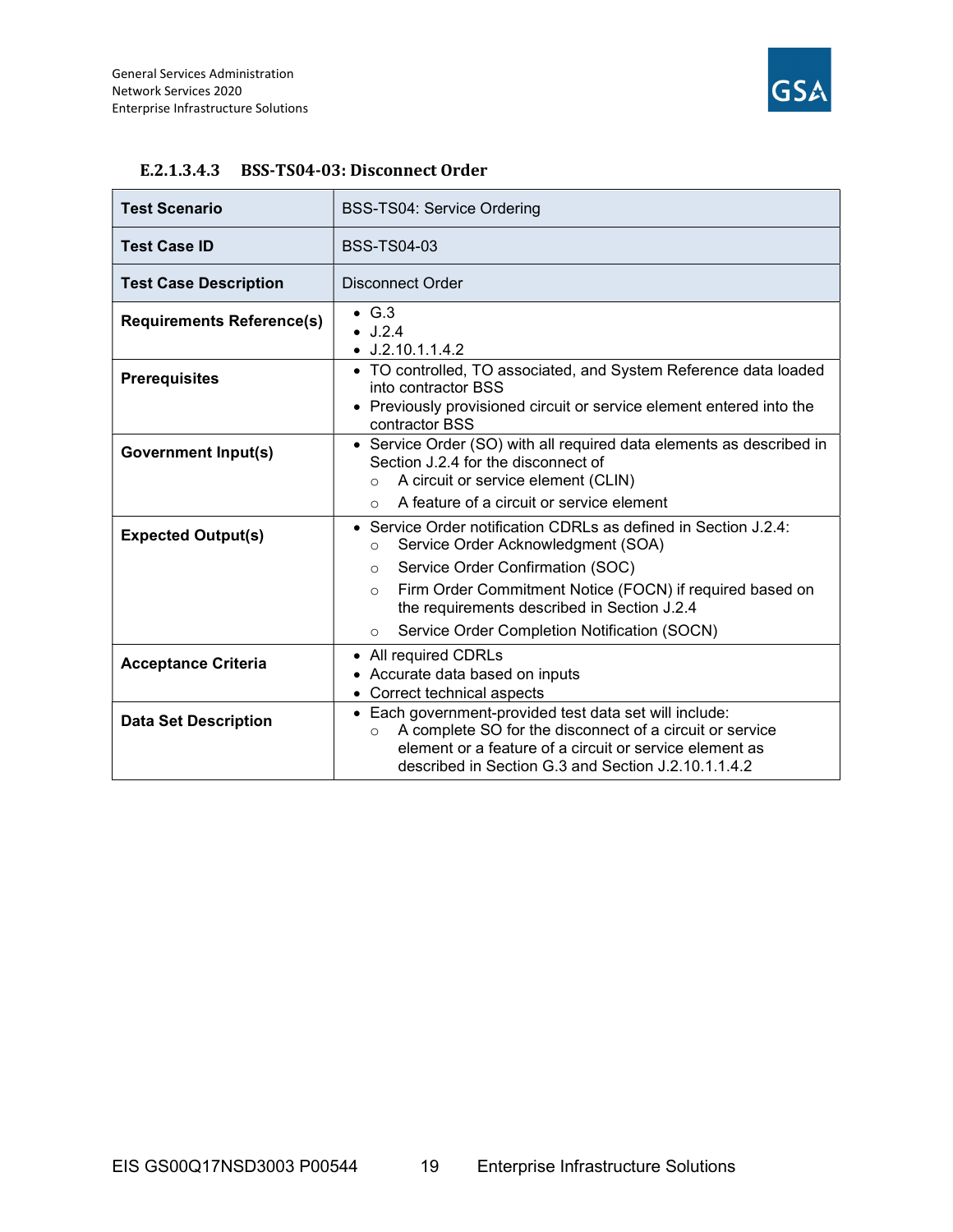#### E.2.1.3.4.3 BSS-TS04-03: Disconnect Order

| **Test Scenario** | BSS-TS04: Service Ordering |
|---|---|
| **Test Case ID** | BSS-TS04-03 |
| **Test Case Description** | Disconnect Order |
| **Requirements Reference(s)** | • G.3<br>• J.2.4<br>• J.2.10.1.1.4.2 |
| **Prerequisites** | • TO controlled, TO associated, and System Reference data loaded into contractor BSS<br>• Previously provisioned circuit or service element entered into the contractor BSS |
| **Government Input(s)** | • Service Order (SO) with all required data elements as described in Section J.2.4 for the disconnect of<br>  ○ A circuit or service element (CLIN)<br>  ○ A feature of a circuit or service element |
| **Expected Output(s)** | • Service Order notification CDRLs as defined in Section J.2.4:<br>  ○ Service Order Acknowledgment (SOA)<br>  ○ Service Order Confirmation (SOC)<br>  ○ Firm Order Commitment Notice (FOCN) if required based on the requirements described in Section J.2.4<br>  ○ Service Order Completion Notification (SOCN) |
| **Acceptance Criteria** | • All required CDRLs<br>• Accurate data based on inputs<br>• Correct technical aspects |
| **Data Set Description** | • Each government-provided test data set will include:<br>  ○ A complete SO for the disconnect of a circuit or service element or a feature of a circuit or service element as described in Section G.3 and Section J.2.10.1.1.4.2 |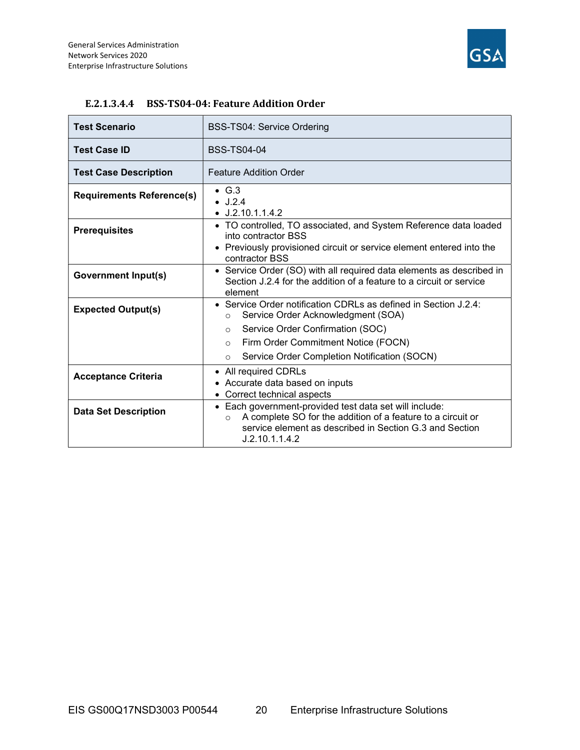#### E.2.1.3.4.4 BSS-TS04-04: Feature Addition Order

| **Test Scenario** | BSS-TS04: Service Ordering |
|---|---|
| **Test Case ID** | BSS-TS04-04 |
| **Test Case Description** | Feature Addition Order |
| **Requirements Reference(s)** | • G.3<br>• J.2.4<br>• J.2.10.1.1.4.2 |
| **Prerequisites** | • TO controlled, TO associated, and System Reference data loaded into contractor BSS<br>• Previously provisioned circuit or service element entered into the contractor BSS |
| **Government Input(s)** | • Service Order (SO) with all required data elements as described in Section J.2.4 for the addition of a feature to a circuit or service element |
| **Expected Output(s)** | • Service Order notification CDRLs as defined in Section J.2.4:<br>○ Service Order Acknowledgment (SOA)<br>○ Service Order Confirmation (SOC)<br>○ Firm Order Commitment Notice (FOCN)<br>○ Service Order Completion Notification (SOCN) |
| **Acceptance Criteria** | • All required CDRLs<br>• Accurate data based on inputs<br>• Correct technical aspects |
| **Data Set Description** | • Each government-provided test data set will include:<br>○ A complete SO for the addition of a feature to a circuit or service element as described in Section G.3 and Section J.2.10.1.1.4.2 |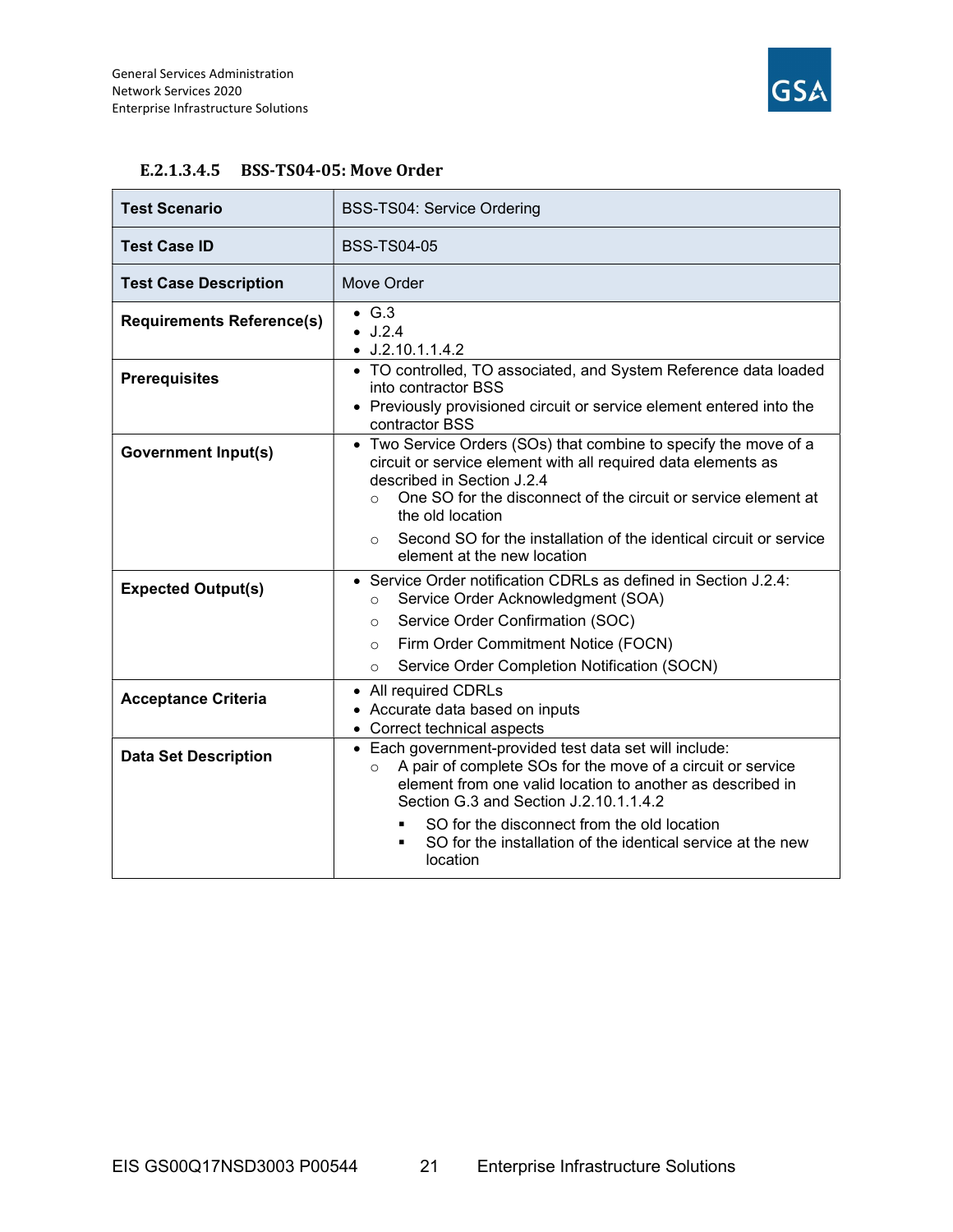#### E.2.1.3.4.5 BSS-TS04-05: Move Order

| **Test Scenario** | BSS-TS04: Service Ordering |
|---|---|
| **Test Case ID** | BSS-TS04-05 |
| **Test Case Description** | Move Order |
| **Requirements Reference(s)** | • G.3<br>• J.2.4<br>• J.2.10.1.1.4.2 |
| **Prerequisites** | • TO controlled, TO associated, and System Reference data loaded into contractor BSS<br>• Previously provisioned circuit or service element entered into the contractor BSS |
| **Government Input(s)** | • Two Service Orders (SOs) that combine to specify the move of a circuit or service element with all required data elements as described in Section J.2.4<br>  ○ One SO for the disconnect of the circuit or service element at the old location<br>  ○ Second SO for the installation of the identical circuit or service element at the new location |
| **Expected Output(s)** | • Service Order notification CDRLs as defined in Section J.2.4:<br>  ○ Service Order Acknowledgment (SOA)<br>  ○ Service Order Confirmation (SOC)<br>  ○ Firm Order Commitment Notice (FOCN)<br>  ○ Service Order Completion Notification (SOCN) |
| **Acceptance Criteria** | • All required CDRLs<br>• Accurate data based on inputs<br>• Correct technical aspects |
| **Data Set Description** | • Each government-provided test data set will include:<br>  ○ A pair of complete SOs for the move of a circuit or service element from one valid location to another as described in Section G.3 and Section J.2.10.1.1.4.2<br>    ▪ SO for the disconnect from the old location<br>    ▪ SO for the installation of the identical service at the new location |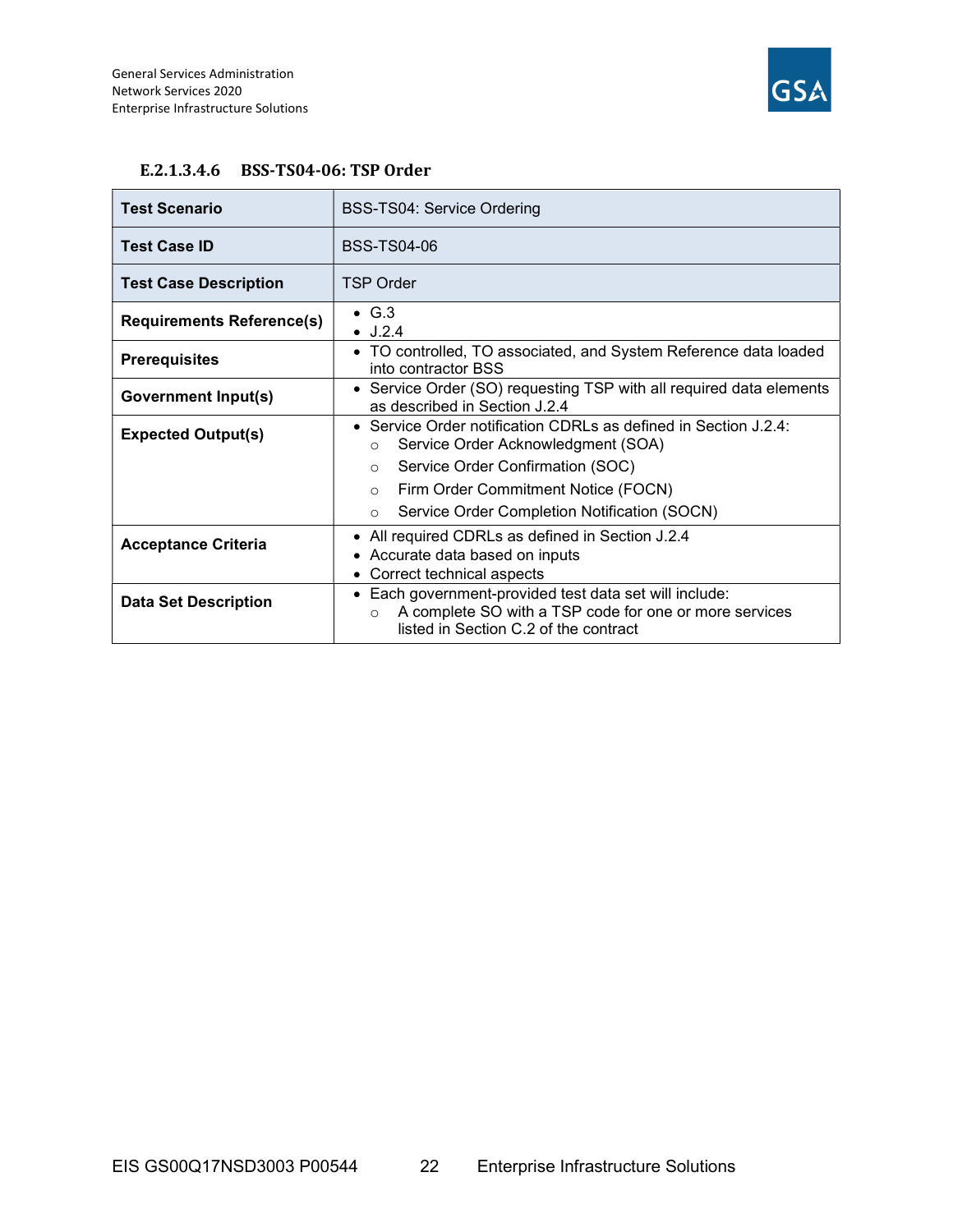#### E.2.1.3.4.6 BSS-TS04-06: TSP Order

| Test Scenario | BSS-TS04: Service Ordering |
|---|---|
| **Test Case ID** | BSS-TS04-06 |
| **Test Case Description** | TSP Order |
| **Requirements Reference(s)** | • G.3<br>• J.2.4 |
| **Prerequisites** | • TO controlled, TO associated, and System Reference data loaded into contractor BSS |
| **Government Input(s)** | • Service Order (SO) requesting TSP with all required data elements as described in Section J.2.4 |
| **Expected Output(s)** | • Service Order notification CDRLs as defined in Section J.2.4:<br>○ Service Order Acknowledgment (SOA)<br>○ Service Order Confirmation (SOC)<br>○ Firm Order Commitment Notice (FOCN)<br>○ Service Order Completion Notification (SOCN) |
| **Acceptance Criteria** | • All required CDRLs as defined in Section J.2.4<br>• Accurate data based on inputs<br>• Correct technical aspects |
| **Data Set Description** | • Each government-provided test data set will include:<br>○ A complete SO with a TSP code for one or more services listed in Section C.2 of the contract |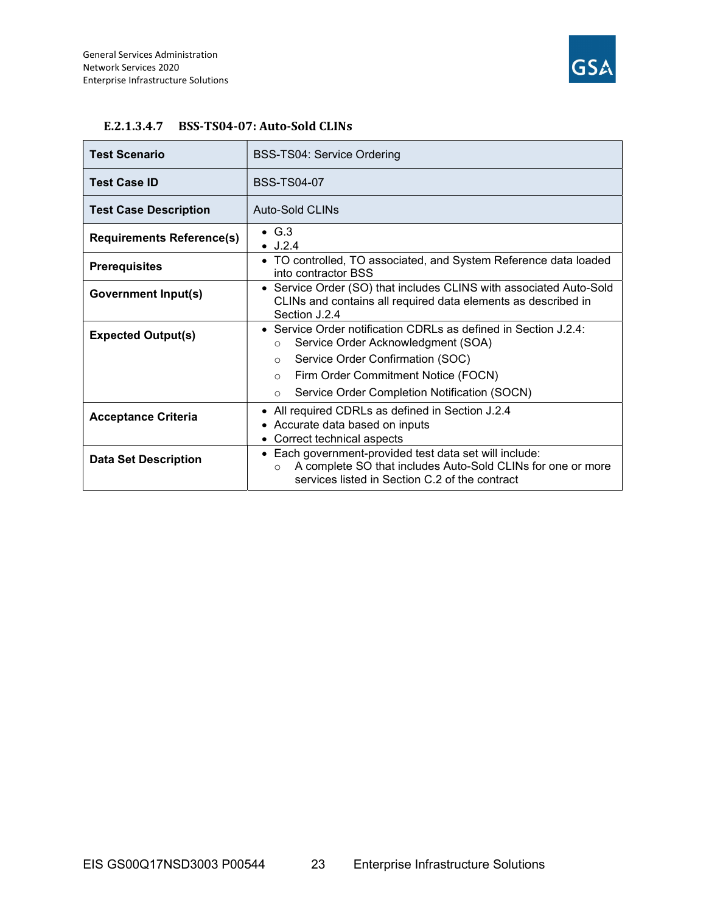#### E.2.1.3.4.7 BSS-TS04-07: Auto-Sold CLINs

| **Test Scenario** | BSS-TS04: Service Ordering |
|---|---|
| **Test Case ID** | BSS-TS04-07 |
| **Test Case Description** | Auto-Sold CLINs |
| **Requirements Reference(s)** | • G.3<br>• J.2.4 |
| **Prerequisites** | • TO controlled, TO associated, and System Reference data loaded into contractor BSS |
| **Government Input(s)** | • Service Order (SO) that includes CLINS with associated Auto-Sold CLINs and contains all required data elements as described in Section J.2.4 |
| **Expected Output(s)** | • Service Order notification CDRLs as defined in Section J.2.4:<br>○ Service Order Acknowledgment (SOA)<br>○ Service Order Confirmation (SOC)<br>○ Firm Order Commitment Notice (FOCN)<br>○ Service Order Completion Notification (SOCN) |
| **Acceptance Criteria** | • All required CDRLs as defined in Section J.2.4<br>• Accurate data based on inputs<br>• Correct technical aspects |
| **Data Set Description** | • Each government-provided test data set will include:<br>○ A complete SO that includes Auto-Sold CLINs for one or more services listed in Section C.2 of the contract |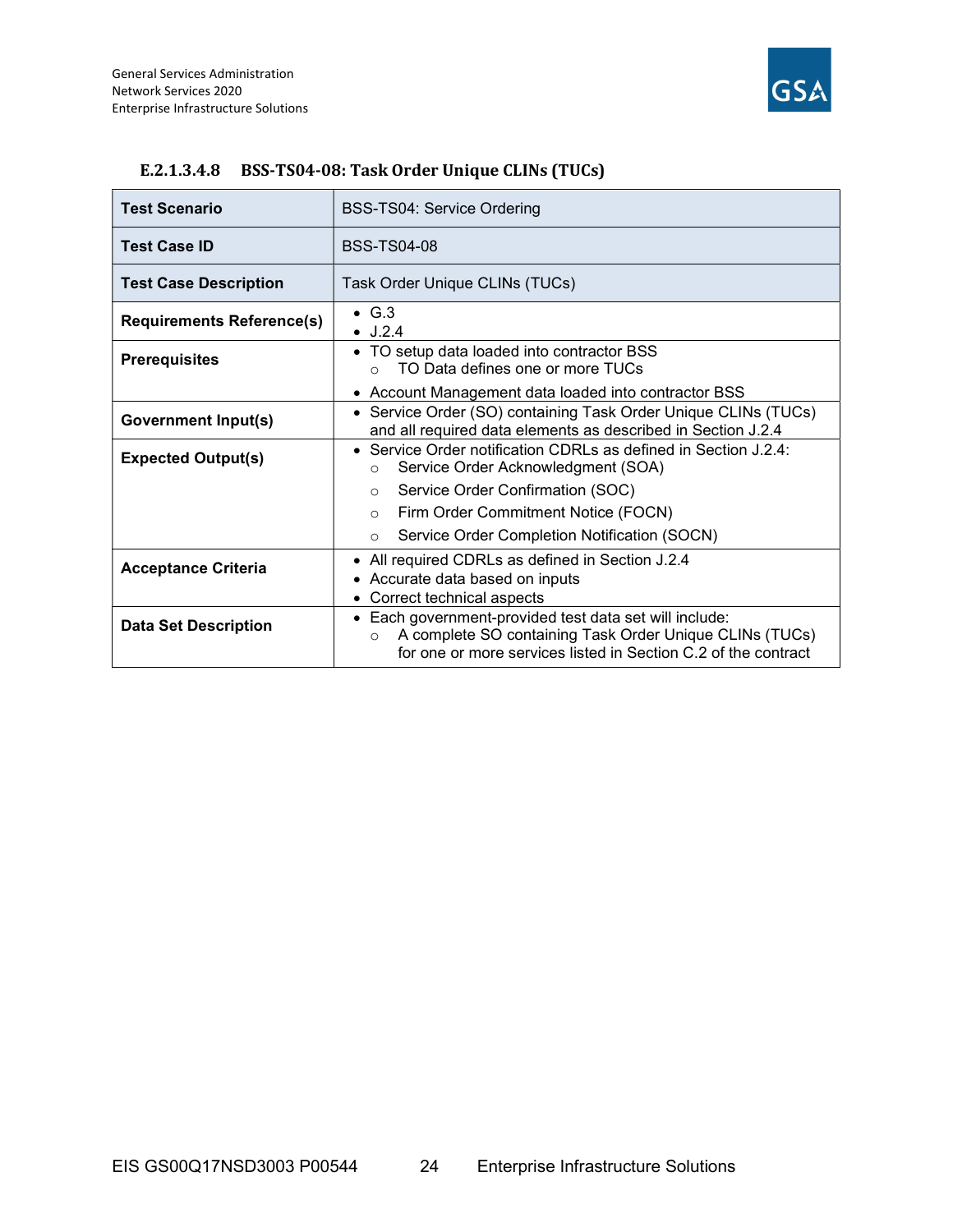#### E.2.1.3.4.8 BSS-TS04-08: Task Order Unique CLINs (TUCs)

| Test Scenario | BSS-TS04: Service Ordering |
|---|---|
| Test Case ID | BSS-TS04-08 |
| Test Case Description | Task Order Unique CLINs (TUCs) |
| Requirements Reference(s) | • G.3<br>• J.2.4 |
| Prerequisites | • TO setup data loaded into contractor BSS<br>&nbsp;&nbsp;&nbsp;&nbsp;○ TO Data defines one or more TUCs<br>• Account Management data loaded into contractor BSS |
| Government Input(s) | • Service Order (SO) containing Task Order Unique CLINs (TUCs) and all required data elements as described in Section J.2.4 |
| Expected Output(s) | • Service Order notification CDRLs as defined in Section J.2.4:<br>&nbsp;&nbsp;&nbsp;&nbsp;○ Service Order Acknowledgment (SOA)<br>&nbsp;&nbsp;&nbsp;&nbsp;○ Service Order Confirmation (SOC)<br>&nbsp;&nbsp;&nbsp;&nbsp;○ Firm Order Commitment Notice (FOCN)<br>&nbsp;&nbsp;&nbsp;&nbsp;○ Service Order Completion Notification (SOCN) |
| Acceptance Criteria | • All required CDRLs as defined in Section J.2.4<br>• Accurate data based on inputs<br>• Correct technical aspects |
| Data Set Description | • Each government-provided test data set will include:<br>&nbsp;&nbsp;&nbsp;&nbsp;○ A complete SO containing Task Order Unique CLINs (TUCs) for one or more services listed in Section C.2 of the contract |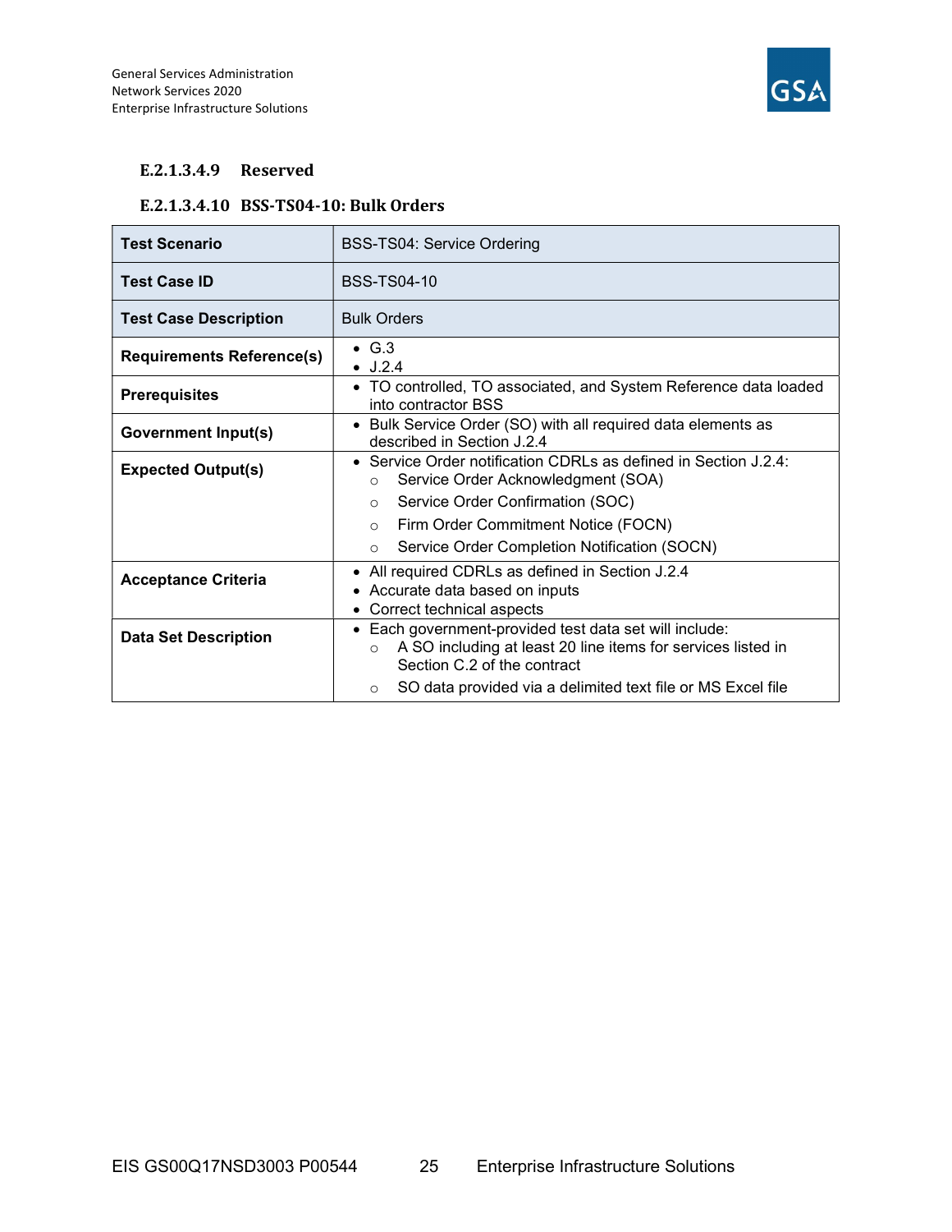#### E.2.1.3.4.9 Reserved

#### E.2.1.3.4.10 BSS-TS04-10: Bulk Orders

| Test Scenario | BSS-TS04: Service Ordering |
|---|---|
| Test Case ID | BSS-TS04-10 |
| Test Case Description | Bulk Orders |
| Requirements Reference(s) | • G.3<br>• J.2.4 |
| Prerequisites | • TO controlled, TO associated, and System Reference data loaded into contractor BSS |
| Government Input(s) | • Bulk Service Order (SO) with all required data elements as described in Section J.2.4 |
| Expected Output(s) | • Service Order notification CDRLs as defined in Section J.2.4:<br>  ○ Service Order Acknowledgment (SOA)<br>  ○ Service Order Confirmation (SOC)<br>  ○ Firm Order Commitment Notice (FOCN)<br>  ○ Service Order Completion Notification (SOCN) |
| Acceptance Criteria | • All required CDRLs as defined in Section J.2.4<br>• Accurate data based on inputs<br>• Correct technical aspects |
| Data Set Description | • Each government-provided test data set will include:<br>  ○ A SO including at least 20 line items for services listed in Section C.2 of the contract<br>  ○ SO data provided via a delimited text file or MS Excel file |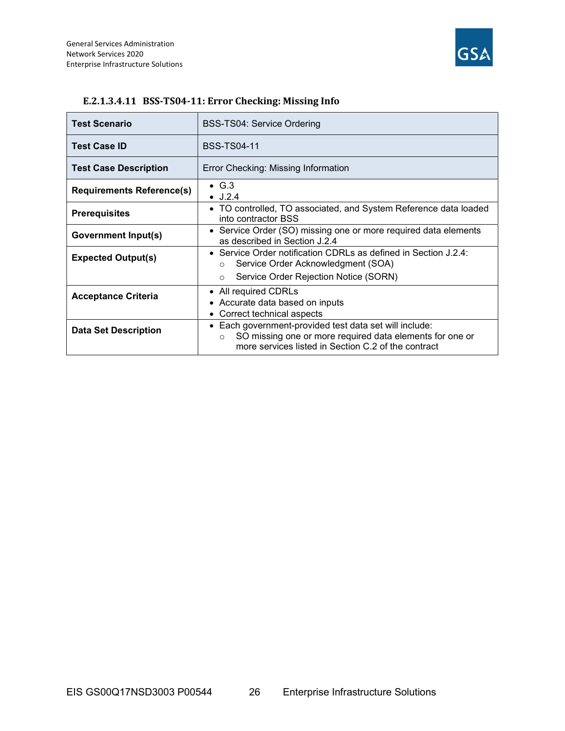#### E.2.1.3.4.11 BSS-TS04-11: Error Checking: Missing Info

| Test Scenario | BSS-TS04: Service Ordering |
|---|---|
| Test Case ID | BSS-TS04-11 |
| Test Case Description | Error Checking: Missing Information |
| Requirements Reference(s) | • G.3<br>• J.2.4 |
| Prerequisites | • TO controlled, TO associated, and System Reference data loaded into contractor BSS |
| Government Input(s) | • Service Order (SO) missing one or more required data elements as described in Section J.2.4 |
| Expected Output(s) | • Service Order notification CDRLs as defined in Section J.2.4:<br>○ Service Order Acknowledgment (SOA)<br>○ Service Order Rejection Notice (SORN) |
| Acceptance Criteria | • All required CDRLs<br>• Accurate data based on inputs<br>• Correct technical aspects |
| Data Set Description | • Each government-provided test data set will include:<br>○ SO missing one or more required data elements for one or more services listed in Section C.2 of the contract |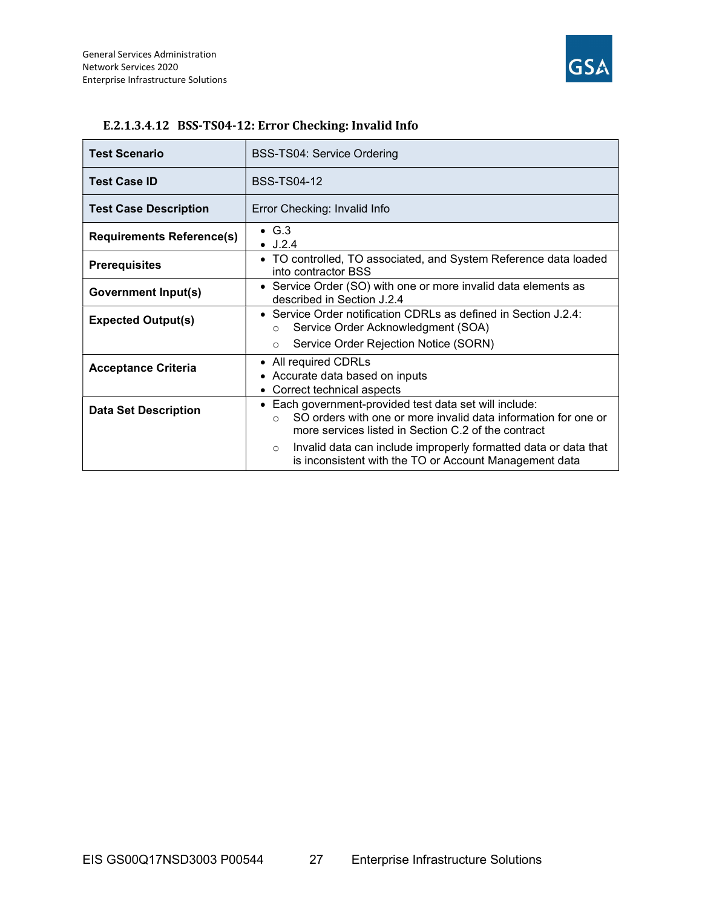#### E.2.1.3.4.12 BSS-TS04-12: Error Checking: Invalid Info

| Test Scenario | BSS-TS04: Service Ordering |
|---|---|
| Test Case ID | BSS-TS04-12 |
| Test Case Description | Error Checking: Invalid Info |
| Requirements Reference(s) | • G.3<br>• J.2.4 |
| Prerequisites | • TO controlled, TO associated, and System Reference data loaded into contractor BSS |
| Government Input(s) | • Service Order (SO) with one or more invalid data elements as described in Section J.2.4 |
| Expected Output(s) | • Service Order notification CDRLs as defined in Section J.2.4:<br>  ○ Service Order Acknowledgment (SOA)<br>  ○ Service Order Rejection Notice (SORN) |
| Acceptance Criteria | • All required CDRLs<br>• Accurate data based on inputs<br>• Correct technical aspects |
| Data Set Description | • Each government-provided test data set will include:<br>  ○ SO orders with one or more invalid data information for one or more services listed in Section C.2 of the contract<br>  ○ Invalid data can include improperly formatted data or data that is inconsistent with the TO or Account Management data |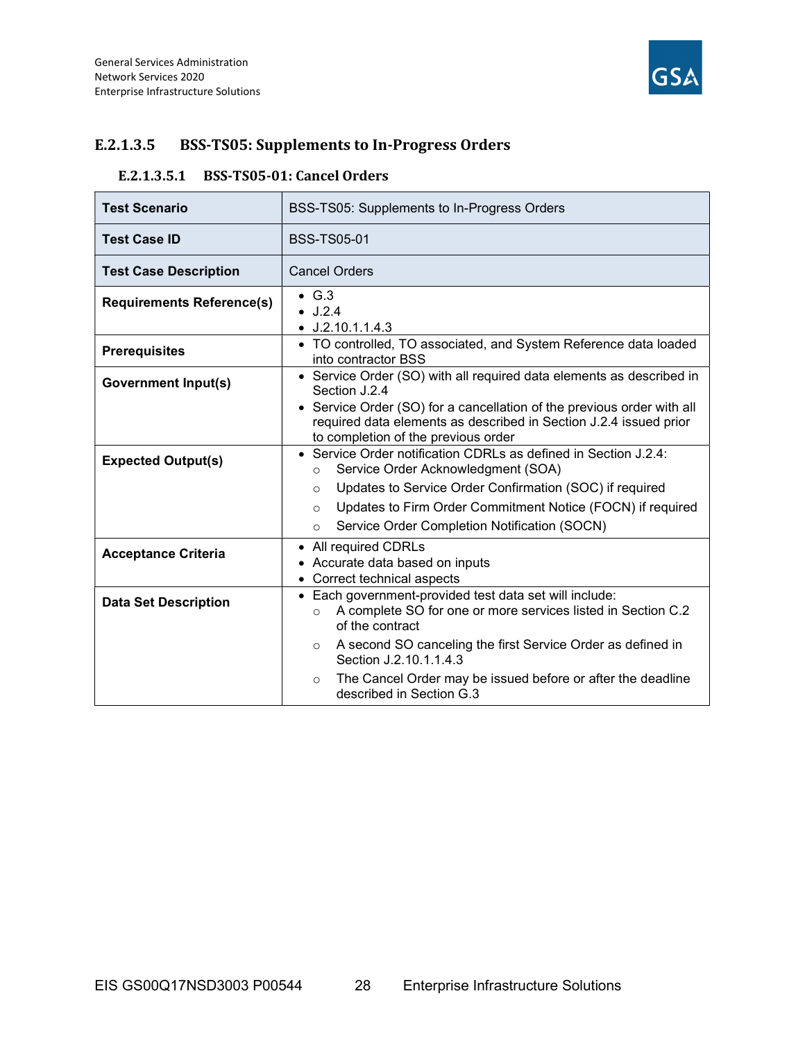## E.2.1.3.5 BSS-TS05: Supplements to In-Progress Orders

### E.2.1.3.5.1 BSS-TS05-01: Cancel Orders

| **Test Scenario** | BSS-TS05: Supplements to In-Progress Orders |
|---|---|
| **Test Case ID** | BSS-TS05-01 |
| **Test Case Description** | Cancel Orders |
| **Requirements Reference(s)** | • G.3<br>• J.2.4<br>• J.2.10.1.1.4.3 |
| **Prerequisites** | • TO controlled, TO associated, and System Reference data loaded into contractor BSS |
| **Government Input(s)** | • Service Order (SO) with all required data elements as described in Section J.2.4<br>• Service Order (SO) for a cancellation of the previous order with all required data elements as described in Section J.2.4 issued prior to completion of the previous order |
| **Expected Output(s)** | • Service Order notification CDRLs as defined in Section J.2.4:<br>○ Service Order Acknowledgment (SOA)<br>○ Updates to Service Order Confirmation (SOC) if required<br>○ Updates to Firm Order Commitment Notice (FOCN) if required<br>○ Service Order Completion Notification (SOCN) |
| **Acceptance Criteria** | • All required CDRLs<br>• Accurate data based on inputs<br>• Correct technical aspects |
| **Data Set Description** | • Each government-provided test data set will include:<br>○ A complete SO for one or more services listed in Section C.2 of the contract<br>○ A second SO canceling the first Service Order as defined in Section J.2.10.1.1.4.3<br>○ The Cancel Order may be issued before or after the deadline described in Section G.3 |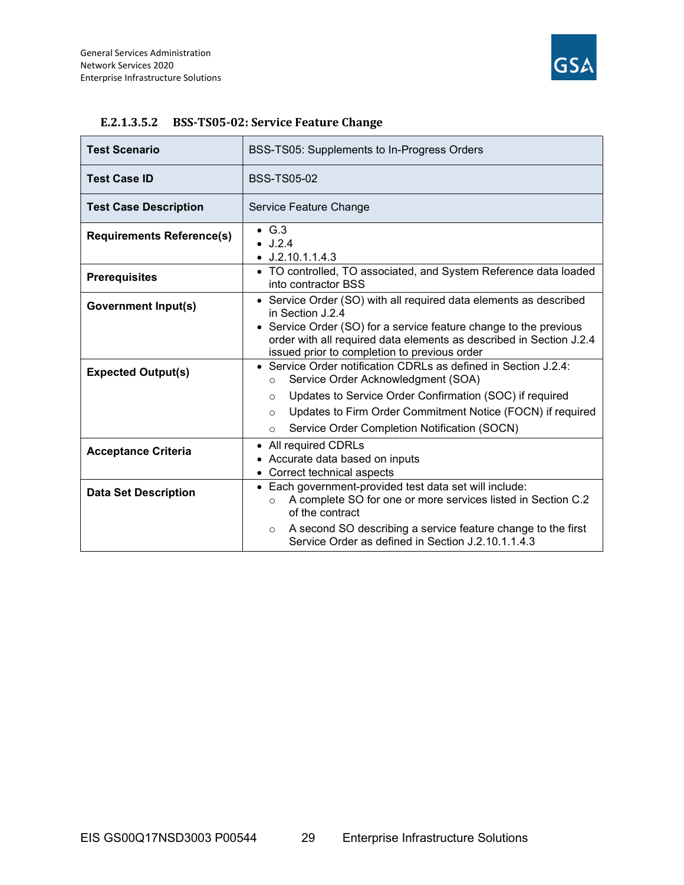#### E.2.1.3.5.2 BSS-TS05-02: Service Feature Change

| Test Scenario | BSS-TS05: Supplements to In-Progress Orders |
|---|---|
| **Test Case ID** | BSS-TS05-02 |
| **Test Case Description** | Service Feature Change |
| **Requirements Reference(s)** | • G.3<br>• J.2.4<br>• J.2.10.1.1.4.3 |
| **Prerequisites** | • TO controlled, TO associated, and System Reference data loaded into contractor BSS |
| **Government Input(s)** | • Service Order (SO) with all required data elements as described in Section J.2.4<br>• Service Order (SO) for a service feature change to the previous order with all required data elements as described in Section J.2.4 issued prior to completion to previous order |
| **Expected Output(s)** | • Service Order notification CDRLs as defined in Section J.2.4:<br>  ○ Service Order Acknowledgment (SOA)<br>  ○ Updates to Service Order Confirmation (SOC) if required<br>  ○ Updates to Firm Order Commitment Notice (FOCN) if required<br>  ○ Service Order Completion Notification (SOCN) |
| **Acceptance Criteria** | • All required CDRLs<br>• Accurate data based on inputs<br>• Correct technical aspects |
| **Data Set Description** | • Each government-provided test data set will include:<br>  ○ A complete SO for one or more services listed in Section C.2 of the contract<br>  ○ A second SO describing a service feature change to the first Service Order as defined in Section J.2.10.1.1.4.3 |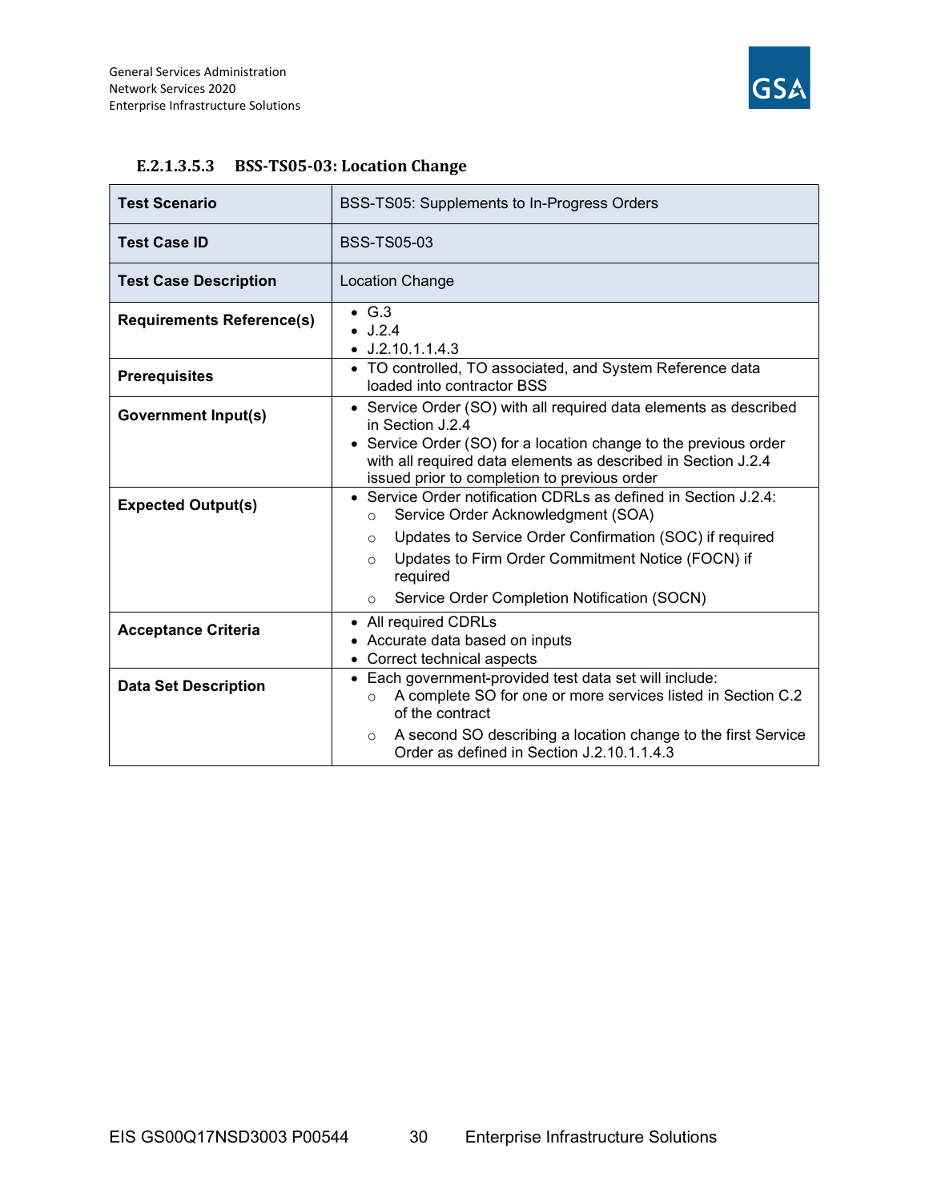#### E.2.1.3.5.3 BSS-TS05-03: Location Change

| Test Scenario | BSS-TS05: Supplements to In-Progress Orders |
|---|---|
| **Test Case ID** | BSS-TS05-03 |
| **Test Case Description** | Location Change |
| **Requirements Reference(s)** | • G.3<br>• J.2.4<br>• J.2.10.1.1.4.3 |
| **Prerequisites** | • TO controlled, TO associated, and System Reference data loaded into contractor BSS |
| **Government Input(s)** | • Service Order (SO) with all required data elements as described in Section J.2.4<br>• Service Order (SO) for a location change to the previous order with all required data elements as described in Section J.2.4 issued prior to completion to previous order |
| **Expected Output(s)** | • Service Order notification CDRLs as defined in Section J.2.4:<br>  ○ Service Order Acknowledgment (SOA)<br>  ○ Updates to Service Order Confirmation (SOC) if required<br>  ○ Updates to Firm Order Commitment Notice (FOCN) if required<br>  ○ Service Order Completion Notification (SOCN) |
| **Acceptance Criteria** | • All required CDRLs<br>• Accurate data based on inputs<br>• Correct technical aspects |
| **Data Set Description** | • Each government-provided test data set will include:<br>  ○ A complete SO for one or more services listed in Section C.2 of the contract<br>  ○ A second SO describing a location change to the first Service Order as defined in Section J.2.10.1.1.4.3 |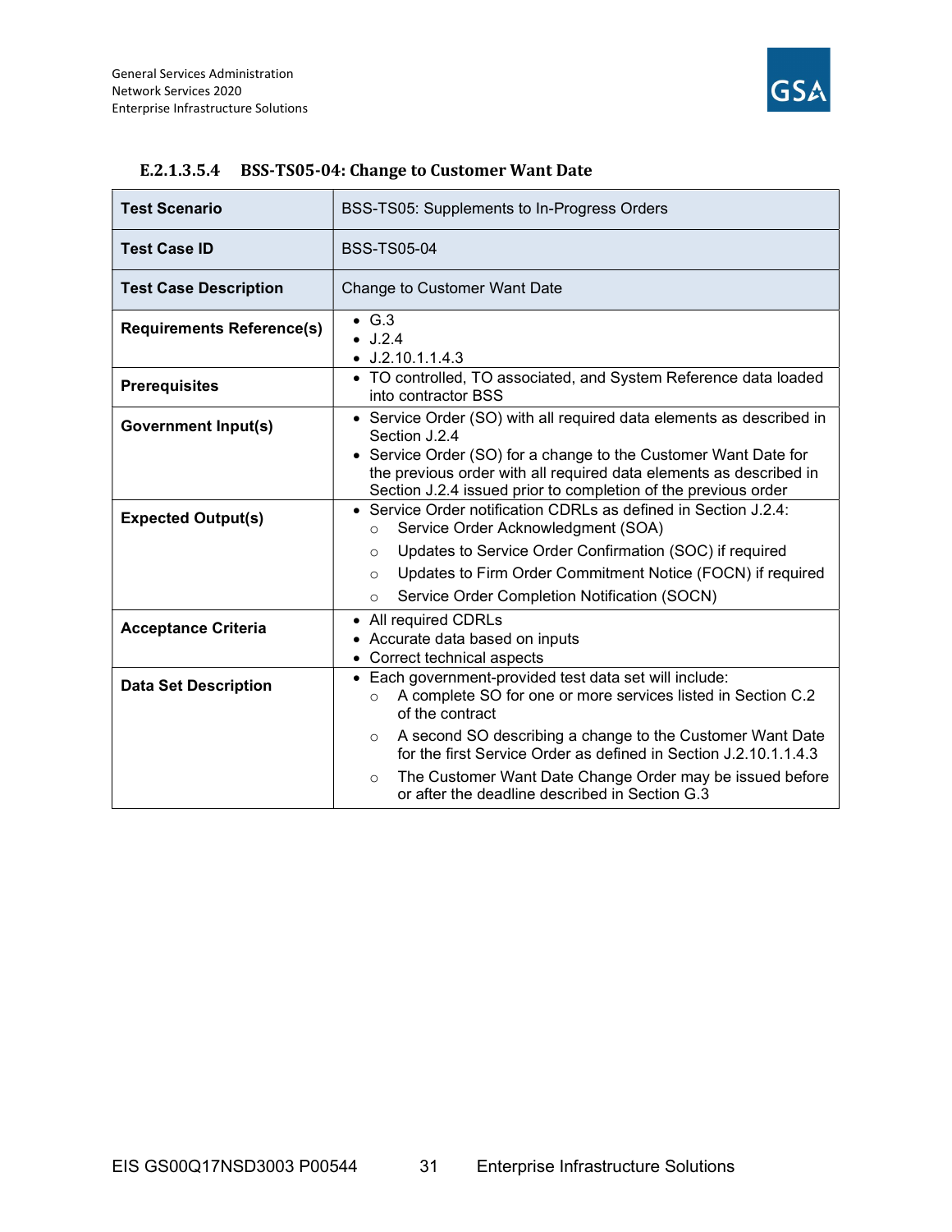#### E.2.1.3.5.4 BSS-TS05-04: Change to Customer Want Date

| Test Scenario | BSS-TS05: Supplements to In-Progress Orders |
|---|---|
| **Test Case ID** | BSS-TS05-04 |
| **Test Case Description** | Change to Customer Want Date |
| **Requirements Reference(s)** | • G.3<br>• J.2.4<br>• J.2.10.1.1.4.3 |
| **Prerequisites** | • TO controlled, TO associated, and System Reference data loaded into contractor BSS |
| **Government Input(s)** | • Service Order (SO) with all required data elements as described in Section J.2.4<br>• Service Order (SO) for a change to the Customer Want Date for the previous order with all required data elements as described in Section J.2.4 issued prior to completion of the previous order |
| **Expected Output(s)** | • Service Order notification CDRLs as defined in Section J.2.4:<br>○ Service Order Acknowledgment (SOA)<br>○ Updates to Service Order Confirmation (SOC) if required<br>○ Updates to Firm Order Commitment Notice (FOCN) if required<br>○ Service Order Completion Notification (SOCN) |
| **Acceptance Criteria** | • All required CDRLs<br>• Accurate data based on inputs<br>• Correct technical aspects |
| **Data Set Description** | • Each government-provided test data set will include:<br>○ A complete SO for one or more services listed in Section C.2 of the contract<br>○ A second SO describing a change to the Customer Want Date for the first Service Order as defined in Section J.2.10.1.1.4.3<br>○ The Customer Want Date Change Order may be issued before or after the deadline described in Section G.3 |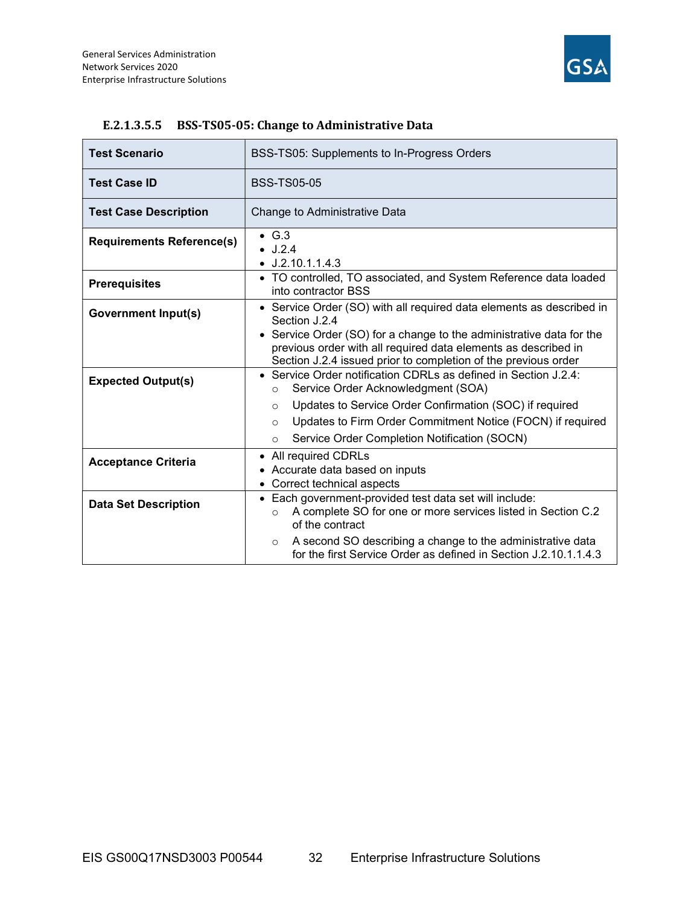#### E.2.1.3.5.5 BSS-TS05-05: Change to Administrative Data

| **Test Scenario** | BSS-TS05: Supplements to In-Progress Orders |
|---|---|
| **Test Case ID** | BSS-TS05-05 |
| **Test Case Description** | Change to Administrative Data |
| **Requirements Reference(s)** | • G.3<br>• J.2.4<br>• J.2.10.1.1.4.3 |
| **Prerequisites** | • TO controlled, TO associated, and System Reference data loaded into contractor BSS |
| **Government Input(s)** | • Service Order (SO) with all required data elements as described in Section J.2.4<br>• Service Order (SO) for a change to the administrative data for the previous order with all required data elements as described in Section J.2.4 issued prior to completion of the previous order |
| **Expected Output(s)** | • Service Order notification CDRLs as defined in Section J.2.4:<br>○ Service Order Acknowledgment (SOA)<br>○ Updates to Service Order Confirmation (SOC) if required<br>○ Updates to Firm Order Commitment Notice (FOCN) if required<br>○ Service Order Completion Notification (SOCN) |
| **Acceptance Criteria** | • All required CDRLs<br>• Accurate data based on inputs<br>• Correct technical aspects |
| **Data Set Description** | • Each government-provided test data set will include:<br>○ A complete SO for one or more services listed in Section C.2 of the contract<br>○ A second SO describing a change to the administrative data for the first Service Order as defined in Section J.2.10.1.1.4.3 |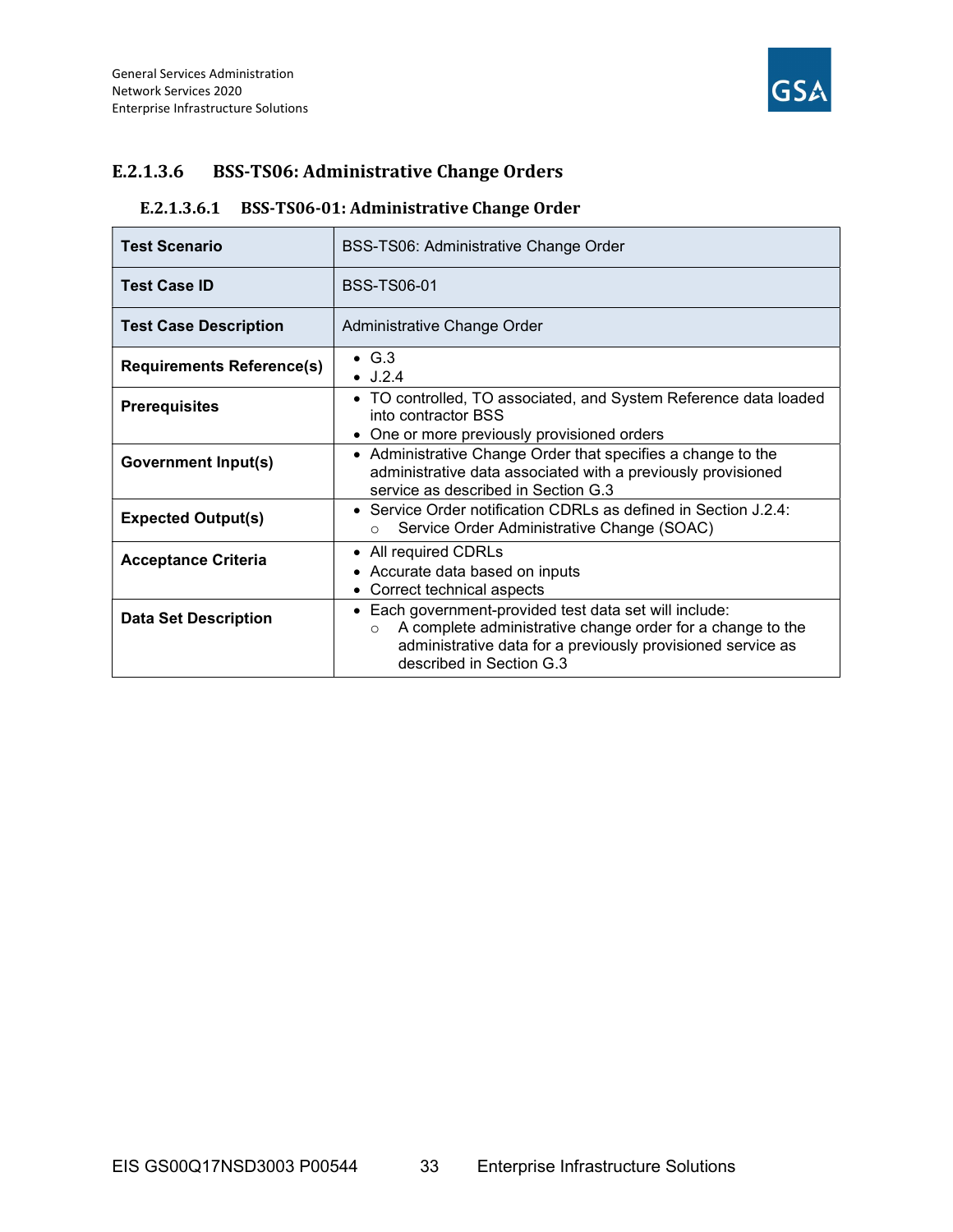### E.2.1.3.6 BSS-TS06: Administrative Change Orders

#### E.2.1.3.6.1 BSS-TS06-01: Administrative Change Order

| Test Scenario | BSS-TS06: Administrative Change Order |
|---|---|
| **Test Case ID** | BSS-TS06-01 |
| **Test Case Description** | Administrative Change Order |
| **Requirements Reference(s)** | • G.3<br>• J.2.4 |
| **Prerequisites** | • TO controlled, TO associated, and System Reference data loaded into contractor BSS<br>• One or more previously provisioned orders |
| **Government Input(s)** | • Administrative Change Order that specifies a change to the administrative data associated with a previously provisioned service as described in Section G.3 |
| **Expected Output(s)** | • Service Order notification CDRLs as defined in Section J.2.4:<br>  ○ Service Order Administrative Change (SOAC) |
| **Acceptance Criteria** | • All required CDRLs<br>• Accurate data based on inputs<br>• Correct technical aspects |
| **Data Set Description** | • Each government-provided test data set will include:<br>  ○ A complete administrative change order for a change to the administrative data for a previously provisioned service as described in Section G.3 |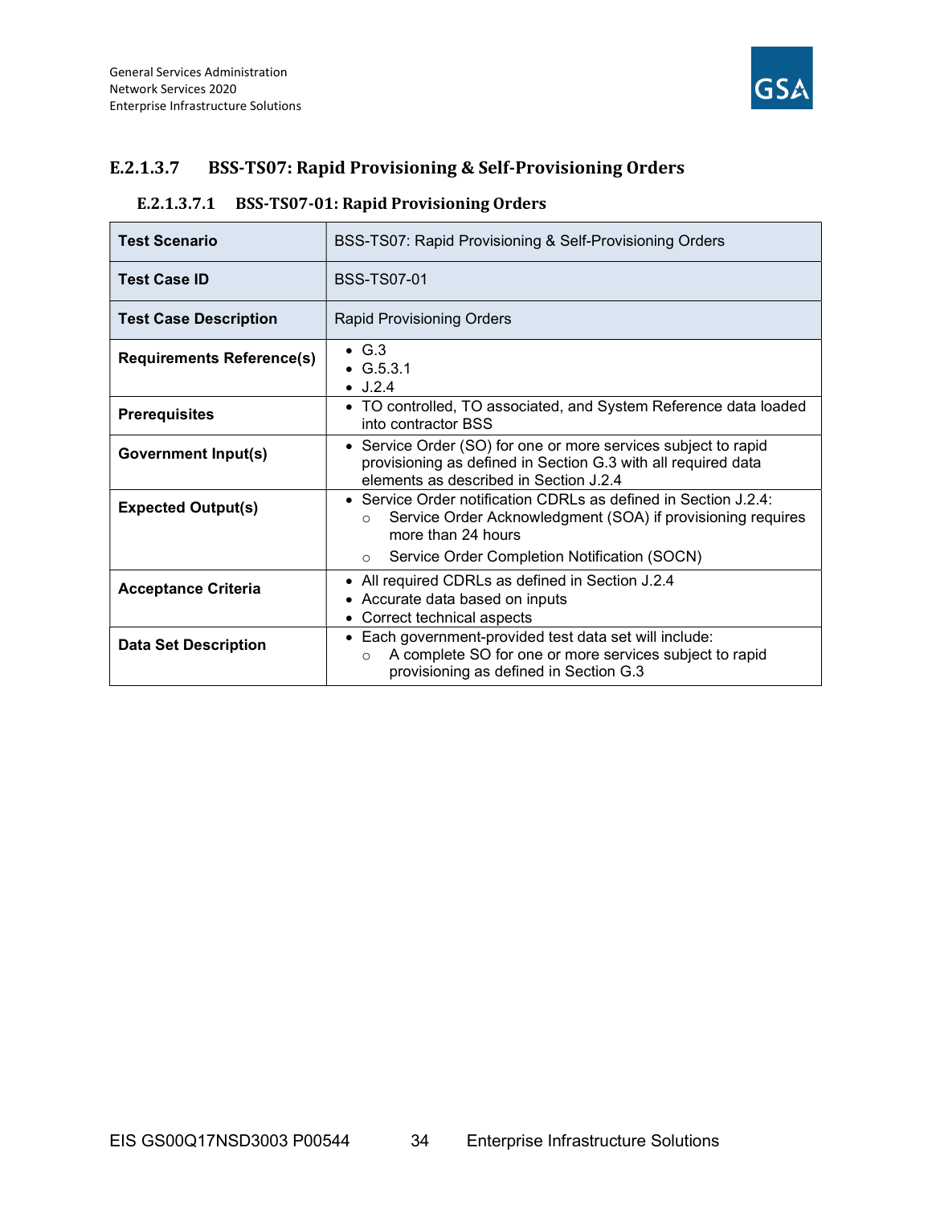### E.2.1.3.7 BSS-TS07: Rapid Provisioning & Self-Provisioning Orders

#### E.2.1.3.7.1 BSS-TS07-01: Rapid Provisioning Orders

| Test Scenario | BSS-TS07: Rapid Provisioning & Self-Provisioning Orders |
|---|---|
| **Test Case ID** | BSS-TS07-01 |
| **Test Case Description** | Rapid Provisioning Orders |
| **Requirements Reference(s)** | • G.3<br>• G.5.3.1<br>• J.2.4 |
| **Prerequisites** | • TO controlled, TO associated, and System Reference data loaded into contractor BSS |
| **Government Input(s)** | • Service Order (SO) for one or more services subject to rapid provisioning as defined in Section G.3 with all required data elements as described in Section J.2.4 |
| **Expected Output(s)** | • Service Order notification CDRLs as defined in Section J.2.4:<br>○ Service Order Acknowledgment (SOA) if provisioning requires more than 24 hours<br>○ Service Order Completion Notification (SOCN) |
| **Acceptance Criteria** | • All required CDRLs as defined in Section J.2.4<br>• Accurate data based on inputs<br>• Correct technical aspects |
| **Data Set Description** | • Each government-provided test data set will include:<br>○ A complete SO for one or more services subject to rapid provisioning as defined in Section G.3 |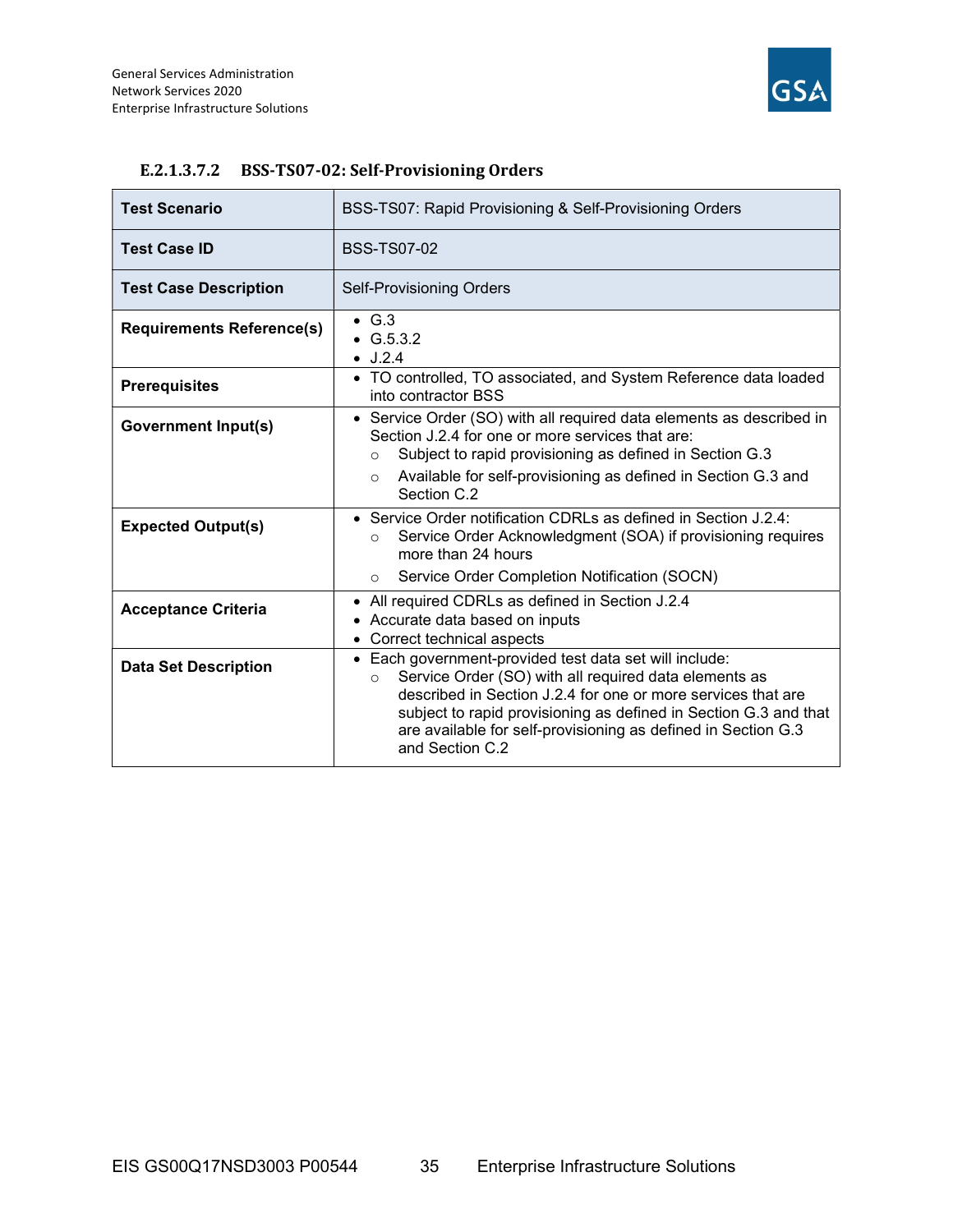#### E.2.1.3.7.2 BSS-TS07-02: Self-Provisioning Orders

| Test Scenario | BSS-TS07: Rapid Provisioning & Self-Provisioning Orders |
|---|---|
| **Test Case ID** | BSS-TS07-02 |
| **Test Case Description** | Self-Provisioning Orders |
| **Requirements Reference(s)** | • G.3<br>• G.5.3.2<br>• J.2.4 |
| **Prerequisites** | • TO controlled, TO associated, and System Reference data loaded into contractor BSS |
| **Government Input(s)** | • Service Order (SO) with all required data elements as described in Section J.2.4 for one or more services that are:<br>  ○ Subject to rapid provisioning as defined in Section G.3<br>  ○ Available for self-provisioning as defined in Section G.3 and Section C.2 |
| **Expected Output(s)** | • Service Order notification CDRLs as defined in Section J.2.4:<br>  ○ Service Order Acknowledgment (SOA) if provisioning requires more than 24 hours<br>  ○ Service Order Completion Notification (SOCN) |
| **Acceptance Criteria** | • All required CDRLs as defined in Section J.2.4<br>• Accurate data based on inputs<br>• Correct technical aspects |
| **Data Set Description** | • Each government-provided test data set will include:<br>  ○ Service Order (SO) with all required data elements as described in Section J.2.4 for one or more services that are subject to rapid provisioning as defined in Section G.3 and that are available for self-provisioning as defined in Section G.3 and Section C.2 |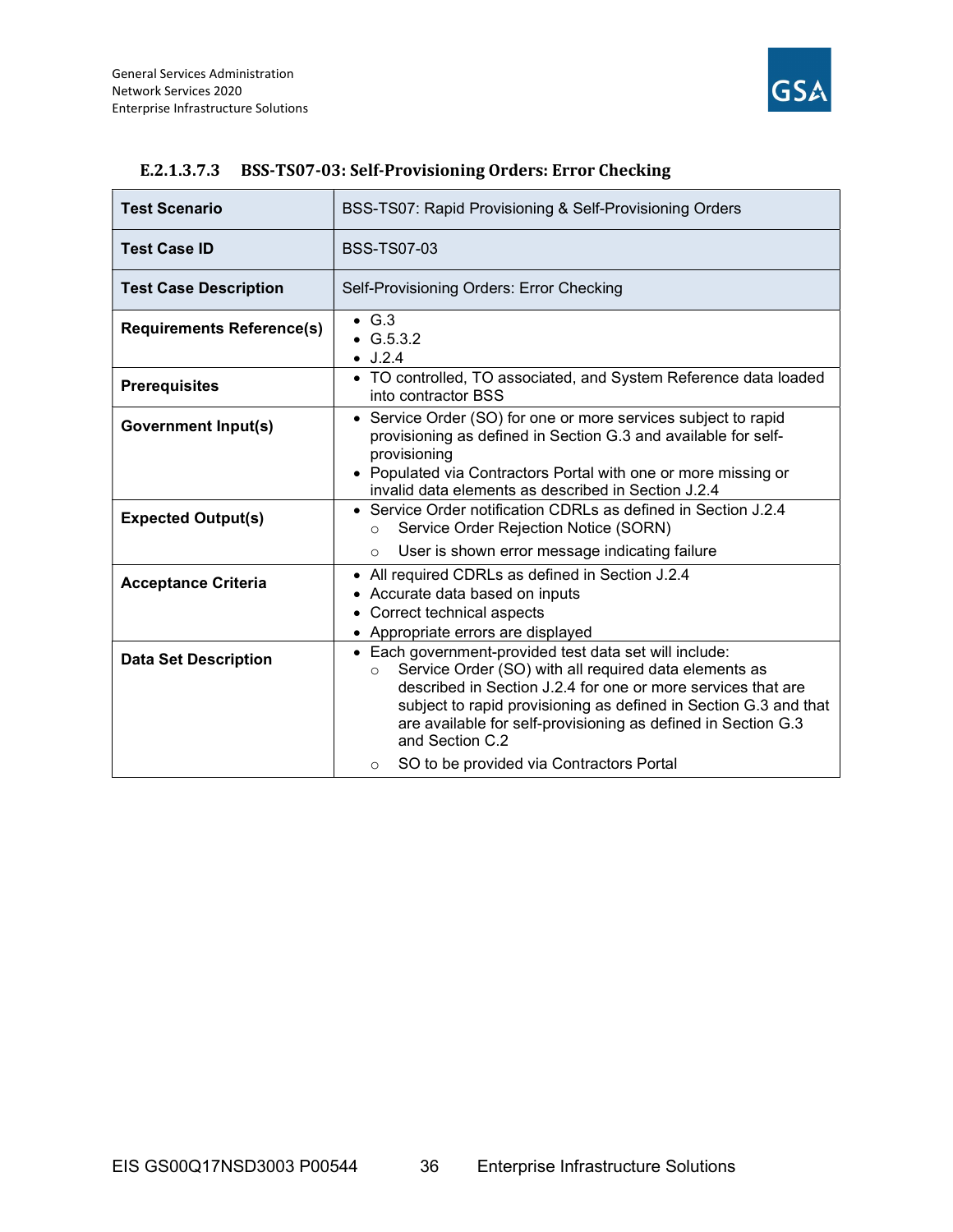#### E.2.1.3.7.3 BSS-TS07-03: Self-Provisioning Orders: Error Checking

| Test Scenario | BSS-TS07: Rapid Provisioning & Self-Provisioning Orders |
|---|---|
| **Test Case ID** | BSS-TS07-03 |
| **Test Case Description** | Self-Provisioning Orders: Error Checking |
| **Requirements Reference(s)** | • G.3<br>• G.5.3.2<br>• J.2.4 |
| **Prerequisites** | • TO controlled, TO associated, and System Reference data loaded into contractor BSS |
| **Government Input(s)** | • Service Order (SO) for one or more services subject to rapid provisioning as defined in Section G.3 and available for self-provisioning<br>• Populated via Contractors Portal with one or more missing or invalid data elements as described in Section J.2.4 |
| **Expected Output(s)** | • Service Order notification CDRLs as defined in Section J.2.4<br>&nbsp;&nbsp;○ Service Order Rejection Notice (SORN)<br>&nbsp;&nbsp;○ User is shown error message indicating failure |
| **Acceptance Criteria** | • All required CDRLs as defined in Section J.2.4<br>• Accurate data based on inputs<br>• Correct technical aspects<br>• Appropriate errors are displayed |
| **Data Set Description** | • Each government-provided test data set will include:<br>&nbsp;&nbsp;○ Service Order (SO) with all required data elements as described in Section J.2.4 for one or more services that are subject to rapid provisioning as defined in Section G.3 and that are available for self-provisioning as defined in Section G.3 and Section C.2<br>&nbsp;&nbsp;○ SO to be provided via Contractors Portal |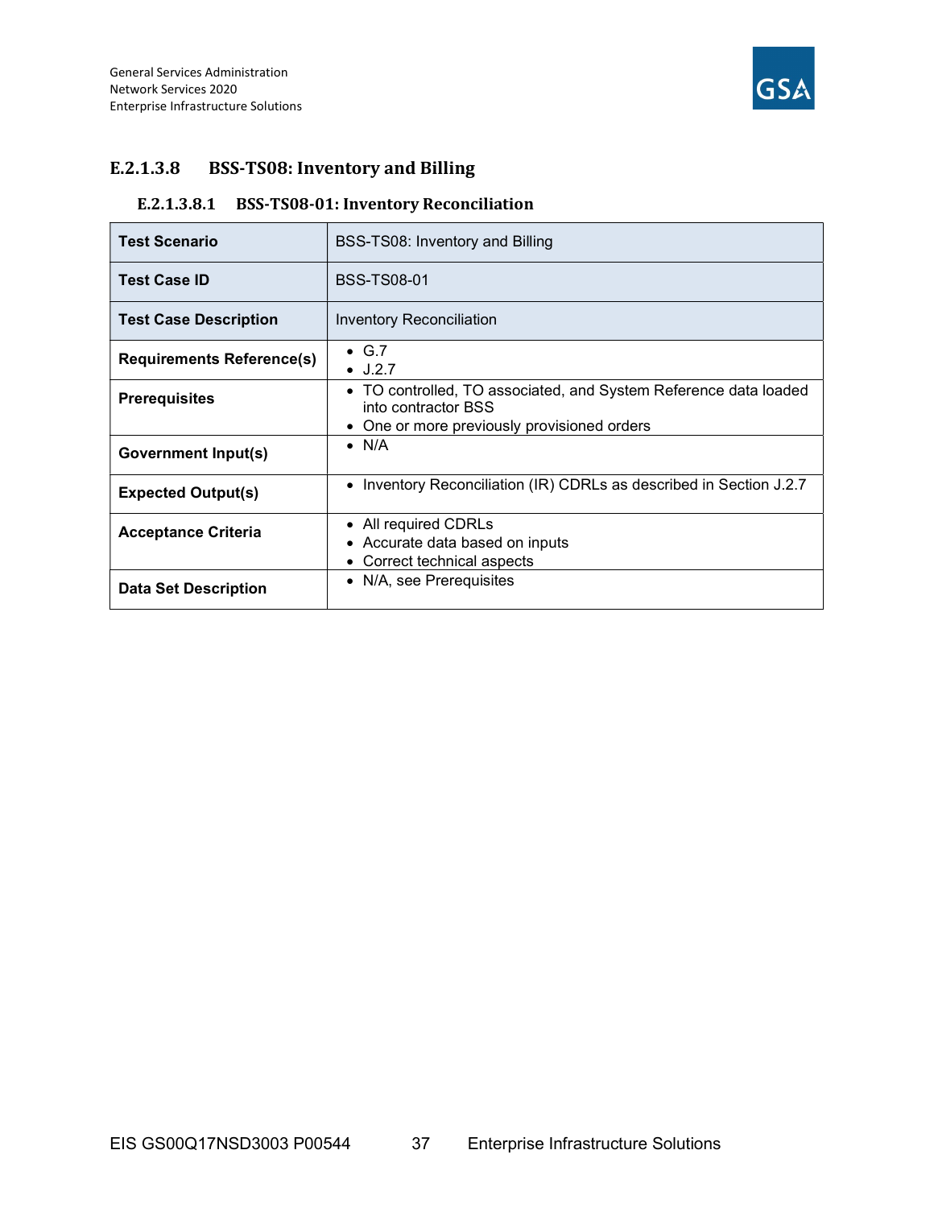### E.2.1.3.8 BSS-TS08: Inventory and Billing

#### E.2.1.3.8.1 BSS-TS08-01: Inventory Reconciliation

| **Test Scenario** | BSS-TS08: Inventory and Billing |
|---|---|
| **Test Case ID** | BSS-TS08-01 |
| **Test Case Description** | Inventory Reconciliation |
| **Requirements Reference(s)** | • G.7<br>• J.2.7 |
| **Prerequisites** | • TO controlled, TO associated, and System Reference data loaded into contractor BSS<br>• One or more previously provisioned orders |
| **Government Input(s)** | • N/A |
| **Expected Output(s)** | • Inventory Reconciliation (IR) CDRLs as described in Section J.2.7 |
| **Acceptance Criteria** | • All required CDRLs<br>• Accurate data based on inputs<br>• Correct technical aspects |
| **Data Set Description** | • N/A, see Prerequisites |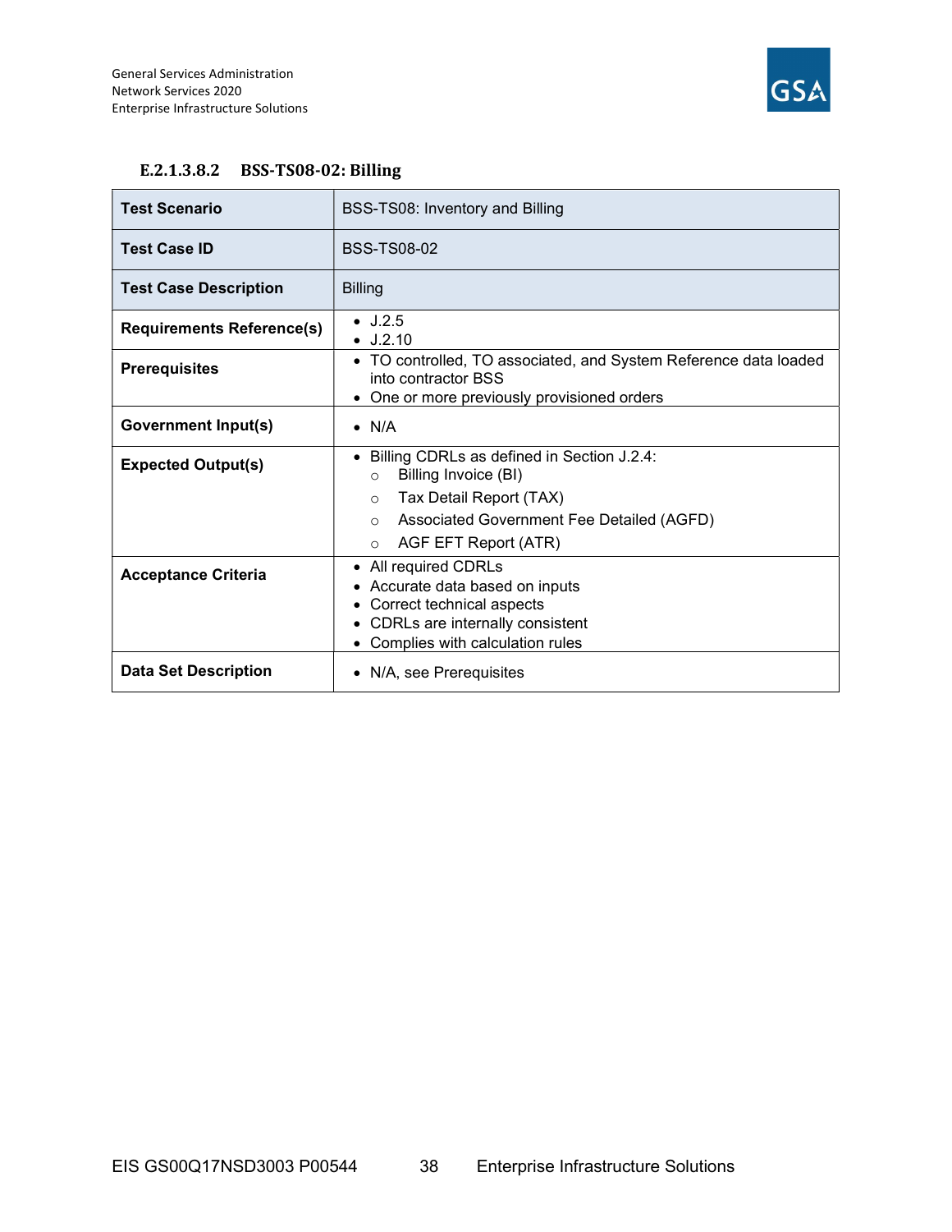#### E.2.1.3.8.2 BSS-TS08-02: Billing

| Test Scenario | BSS-TS08: Inventory and Billing |
|---|---|
| **Test Case ID** | BSS-TS08-02 |
| **Test Case Description** | Billing |
| **Requirements Reference(s)** | • J.2.5<br>• J.2.10 |
| **Prerequisites** | • TO controlled, TO associated, and System Reference data loaded into contractor BSS<br>• One or more previously provisioned orders |
| **Government Input(s)** | • N/A |
| **Expected Output(s)** | • Billing CDRLs as defined in Section J.2.4:<br>○ Billing Invoice (BI)<br>○ Tax Detail Report (TAX)<br>○ Associated Government Fee Detailed (AGFD)<br>○ AGF EFT Report (ATR) |
| **Acceptance Criteria** | • All required CDRLs<br>• Accurate data based on inputs<br>• Correct technical aspects<br>• CDRLs are internally consistent<br>• Complies with calculation rules |
| **Data Set Description** | • N/A, see Prerequisites |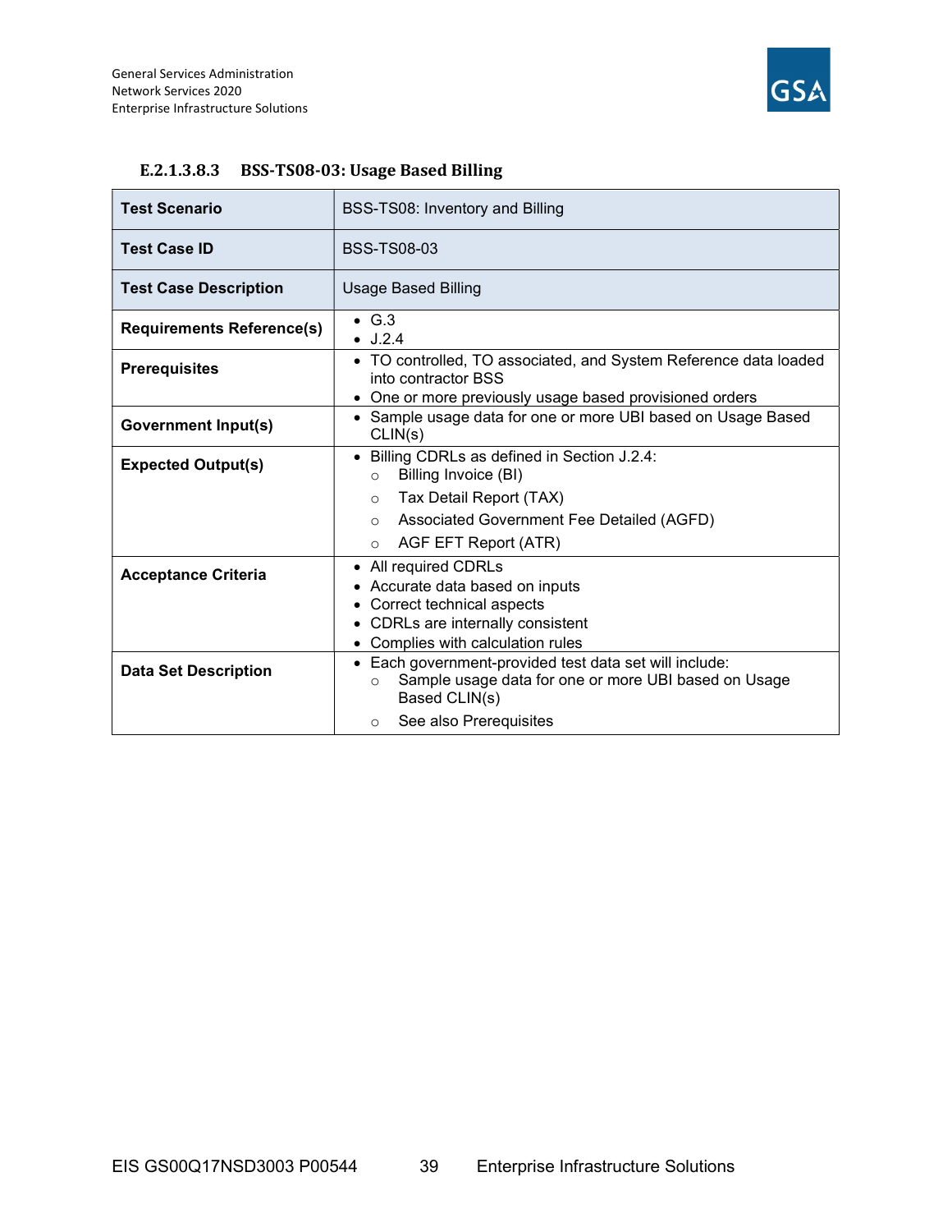#### E.2.1.3.8.3 BSS-TS08-03: Usage Based Billing

| Test Scenario | BSS-TS08: Inventory and Billing |
|---|---|
| Test Case ID | BSS-TS08-03 |
| Test Case Description | Usage Based Billing |
| Requirements Reference(s) | • G.3<br>• J.2.4 |
| Prerequisites | • TO controlled, TO associated, and System Reference data loaded into contractor BSS<br>• One or more previously usage based provisioned orders |
| Government Input(s) | • Sample usage data for one or more UBI based on Usage Based CLIN(s) |
| Expected Output(s) | • Billing CDRLs as defined in Section J.2.4:<br>○ Billing Invoice (BI)<br>○ Tax Detail Report (TAX)<br>○ Associated Government Fee Detailed (AGFD)<br>○ AGF EFT Report (ATR) |
| Acceptance Criteria | • All required CDRLs<br>• Accurate data based on inputs<br>• Correct technical aspects<br>• CDRLs are internally consistent<br>• Complies with calculation rules |
| Data Set Description | • Each government-provided test data set will include:<br>○ Sample usage data for one or more UBI based on Usage Based CLIN(s)<br>○ See also Prerequisites |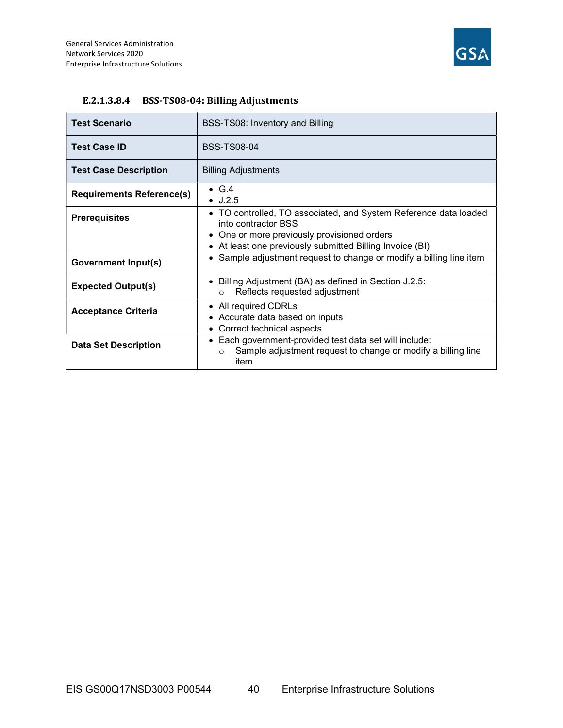#### E.2.1.3.8.4 BSS-TS08-04: Billing Adjustments

| **Test Scenario** | BSS-TS08: Inventory and Billing |
|---|---|
| **Test Case ID** | BSS-TS08-04 |
| **Test Case Description** | Billing Adjustments |
| **Requirements Reference(s)** | • G.4<br>• J.2.5 |
| **Prerequisites** | • TO controlled, TO associated, and System Reference data loaded into contractor BSS<br>• One or more previously provisioned orders<br>• At least one previously submitted Billing Invoice (BI) |
| **Government Input(s)** | • Sample adjustment request to change or modify a billing line item |
| **Expected Output(s)** | • Billing Adjustment (BA) as defined in Section J.2.5:<br>○ Reflects requested adjustment |
| **Acceptance Criteria** | • All required CDRLs<br>• Accurate data based on inputs<br>• Correct technical aspects |
| **Data Set Description** | • Each government-provided test data set will include:<br>○ Sample adjustment request to change or modify a billing line item |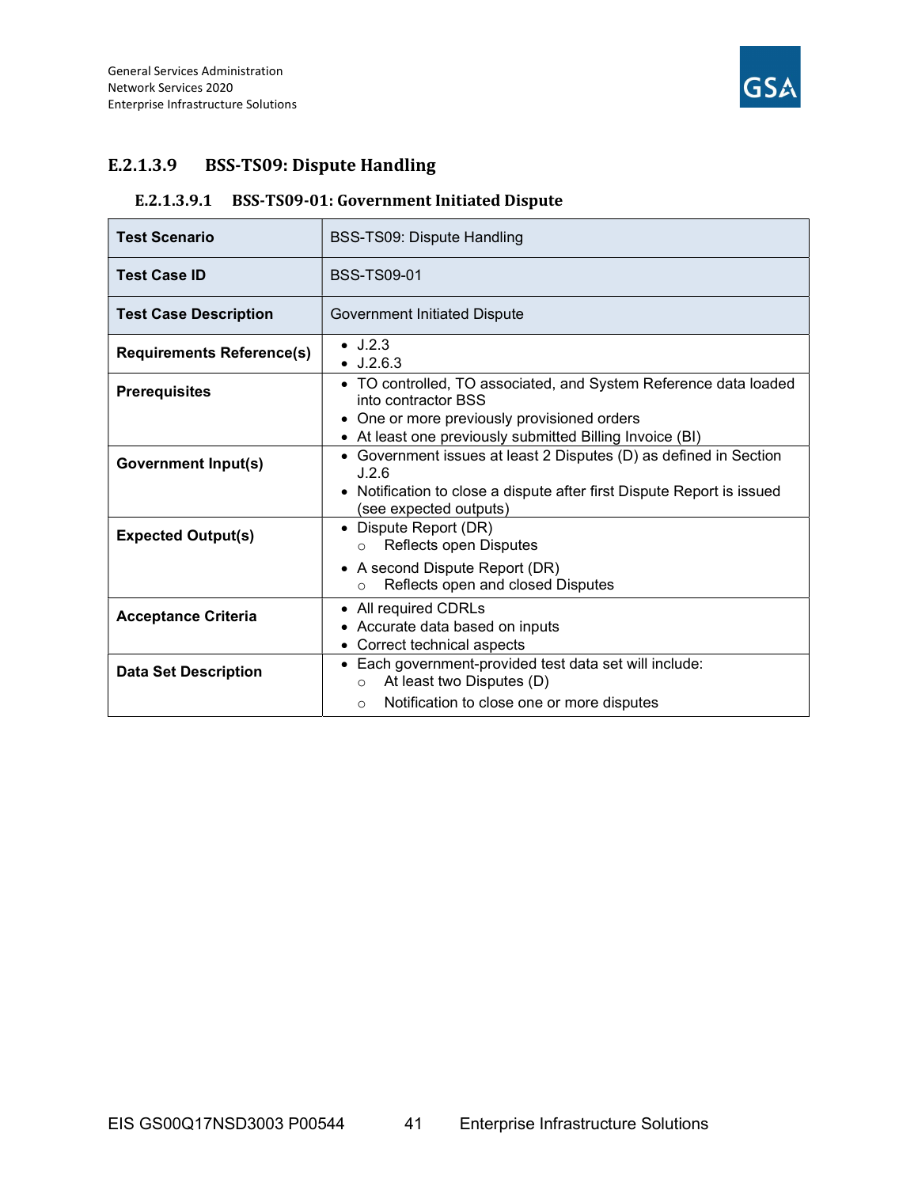### E.2.1.3.9 BSS-TS09: Dispute Handling

#### E.2.1.3.9.1 BSS-TS09-01: Government Initiated Dispute

| Test Scenario | BSS-TS09: Dispute Handling |
|---|---|
| **Test Case ID** | BSS-TS09-01 |
| **Test Case Description** | Government Initiated Dispute |
| **Requirements Reference(s)** | • J.2.3<br>• J.2.6.3 |
| **Prerequisites** | • TO controlled, TO associated, and System Reference data loaded into contractor BSS<br>• One or more previously provisioned orders<br>• At least one previously submitted Billing Invoice (BI) |
| **Government Input(s)** | • Government issues at least 2 Disputes (D) as defined in Section J.2.6<br>• Notification to close a dispute after first Dispute Report is issued (see expected outputs) |
| **Expected Output(s)** | • Dispute Report (DR)<br>  ○ Reflects open Disputes<br>• A second Dispute Report (DR)<br>  ○ Reflects open and closed Disputes |
| **Acceptance Criteria** | • All required CDRLs<br>• Accurate data based on inputs<br>• Correct technical aspects |
| **Data Set Description** | • Each government-provided test data set will include:<br>  ○ At least two Disputes (D)<br>  ○ Notification to close one or more disputes |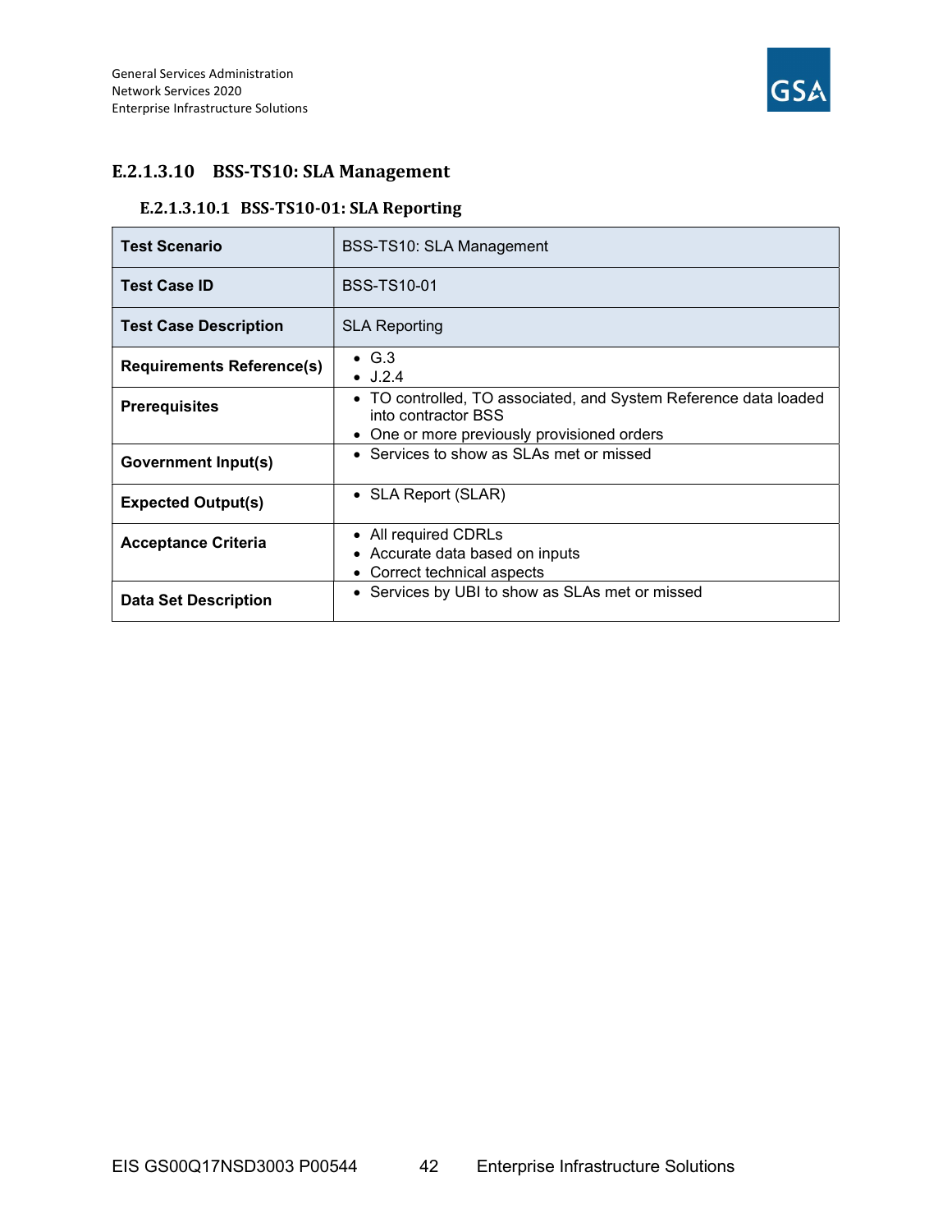## E.2.1.3.10 BSS-TS10: SLA Management

### E.2.1.3.10.1 BSS-TS10-01: SLA Reporting

| **Test Scenario** | BSS-TS10: SLA Management |
|---|---|
| **Test Case ID** | BSS-TS10-01 |
| **Test Case Description** | SLA Reporting |
| **Requirements Reference(s)** | • G.3<br>• J.2.4 |
| **Prerequisites** | • TO controlled, TO associated, and System Reference data loaded into contractor BSS<br>• One or more previously provisioned orders |
| **Government Input(s)** | • Services to show as SLAs met or missed |
| **Expected Output(s)** | • SLA Report (SLAR) |
| **Acceptance Criteria** | • All required CDRLs<br>• Accurate data based on inputs<br>• Correct technical aspects |
| **Data Set Description** | • Services by UBI to show as SLAs met or missed |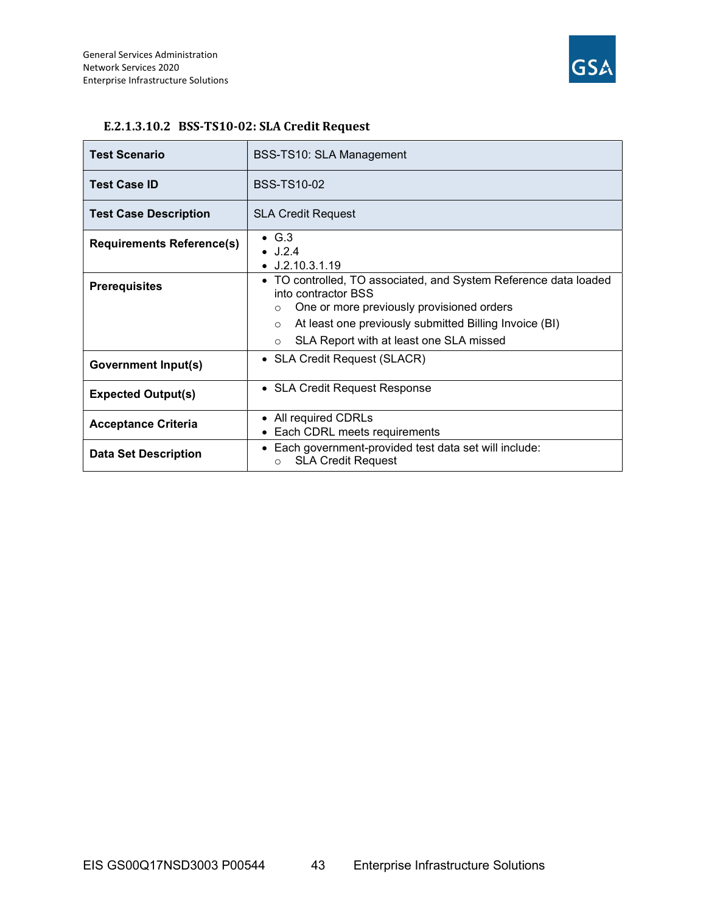#### E.2.1.3.10.2 BSS-TS10-02: SLA Credit Request

| **Test Scenario** | BSS-TS10: SLA Management |
|---|---|
| **Test Case ID** | BSS-TS10-02 |
| **Test Case Description** | SLA Credit Request |
| **Requirements Reference(s)** | • G.3<br>• J.2.4<br>• J.2.10.3.1.19 |
| **Prerequisites** | • TO controlled, TO associated, and System Reference data loaded into contractor BSS<br>○ One or more previously provisioned orders<br>○ At least one previously submitted Billing Invoice (BI)<br>○ SLA Report with at least one SLA missed |
| **Government Input(s)** | • SLA Credit Request (SLACR) |
| **Expected Output(s)** | • SLA Credit Request Response |
| **Acceptance Criteria** | • All required CDRLs<br>• Each CDRL meets requirements |
| **Data Set Description** | • Each government-provided test data set will include:<br>○ SLA Credit Request |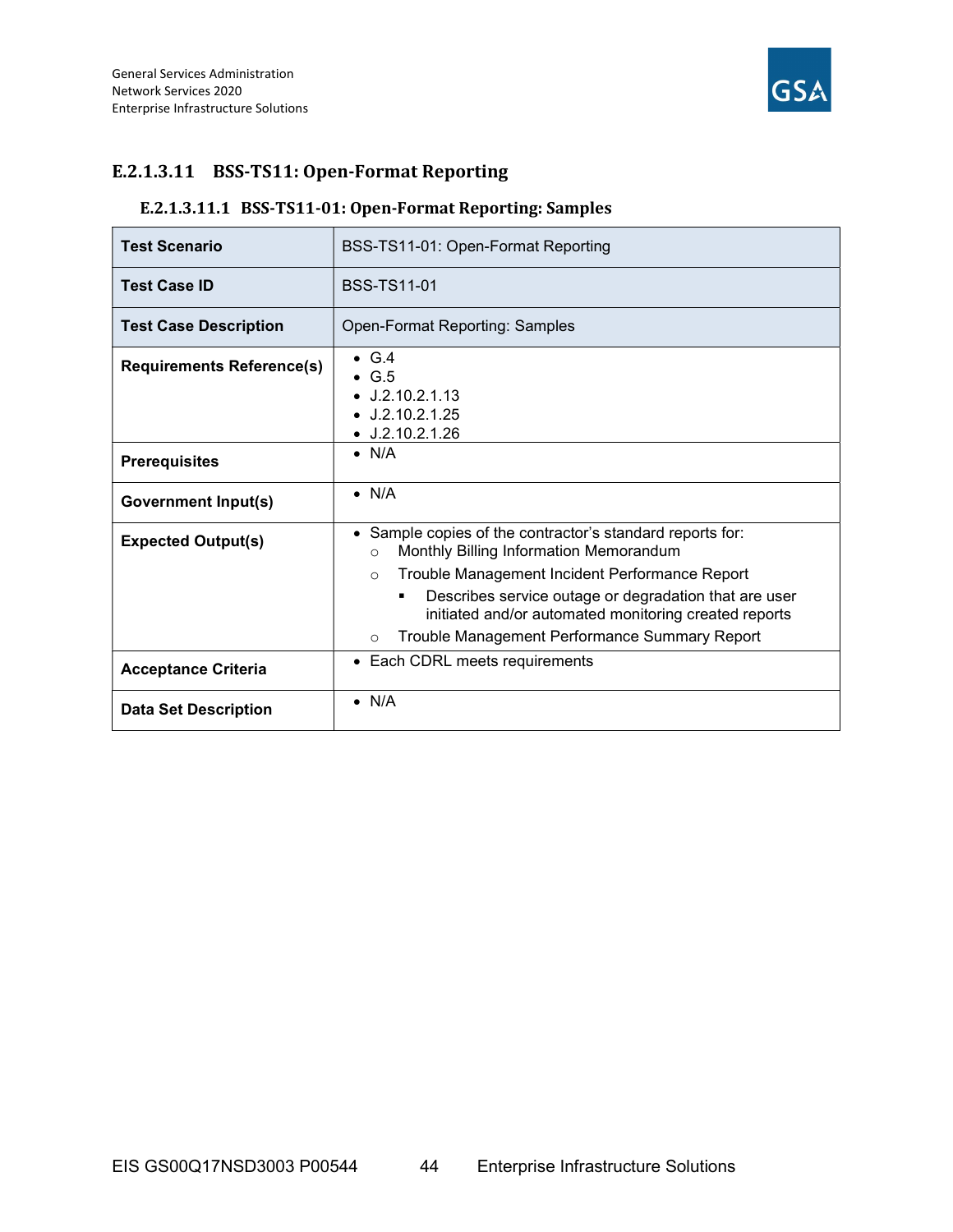### E.2.1.3.11 BSS-TS11: Open-Format Reporting

#### E.2.1.3.11.1 BSS-TS11-01: Open-Format Reporting: Samples

| **Test Scenario** | BSS-TS11-01: Open-Format Reporting |
|---|---|
| **Test Case ID** | BSS-TS11-01 |
| **Test Case Description** | Open-Format Reporting: Samples |
| **Requirements Reference(s)** | • G.4<br>• G.5<br>• J.2.10.2.1.13<br>• J.2.10.2.1.25<br>• J.2.10.2.1.26 |
| **Prerequisites** | • N/A |
| **Government Input(s)** | • N/A |
| **Expected Output(s)** | • Sample copies of the contractor's standard reports for:<br>○ Monthly Billing Information Memorandum<br>○ Trouble Management Incident Performance Report<br>▪ Describes service outage or degradation that are user initiated and/or automated monitoring created reports<br>○ Trouble Management Performance Summary Report |
| **Acceptance Criteria** | • Each CDRL meets requirements |
| **Data Set Description** | • N/A |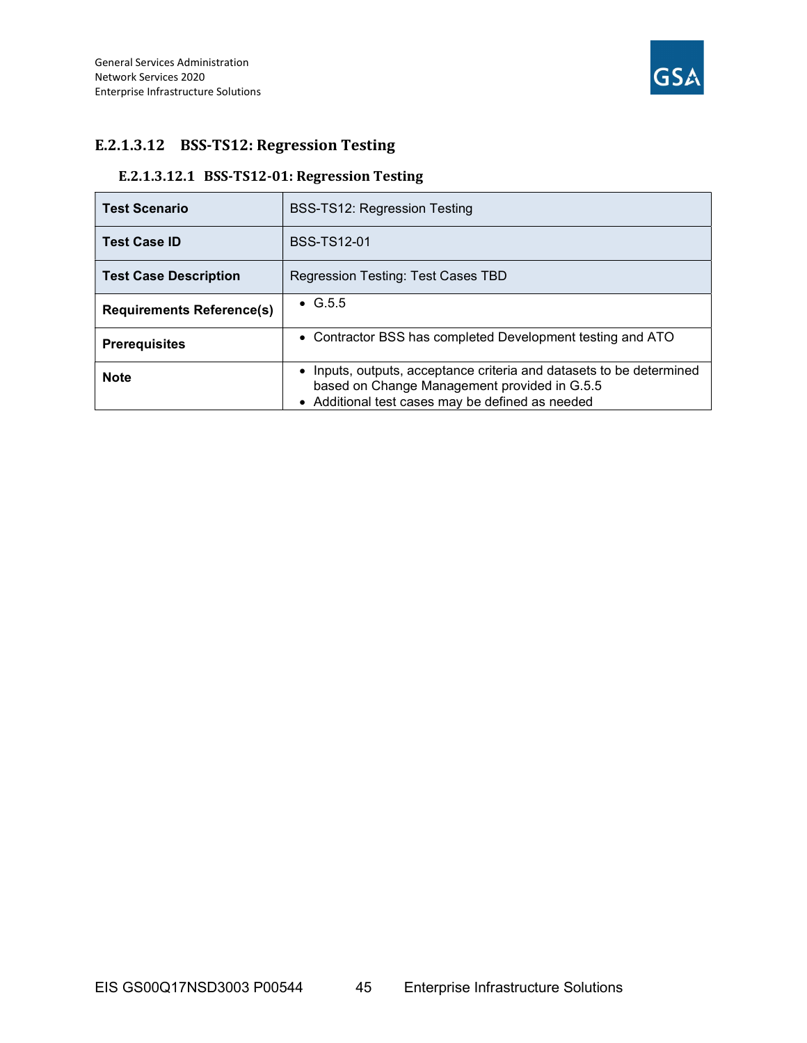### E.2.1.3.12 BSS-TS12: Regression Testing

#### E.2.1.3.12.1 BSS-TS12-01: Regression Testing

| **Test Scenario** | BSS-TS12: Regression Testing |
|---|---|
| **Test Case ID** | BSS-TS12-01 |
| **Test Case Description** | Regression Testing: Test Cases TBD |
| **Requirements Reference(s)** | • G.5.5 |
| **Prerequisites** | • Contractor BSS has completed Development testing and ATO |
| **Note** | • Inputs, outputs, acceptance criteria and datasets to be determined based on Change Management provided in G.5.5<br>• Additional test cases may be defined as needed |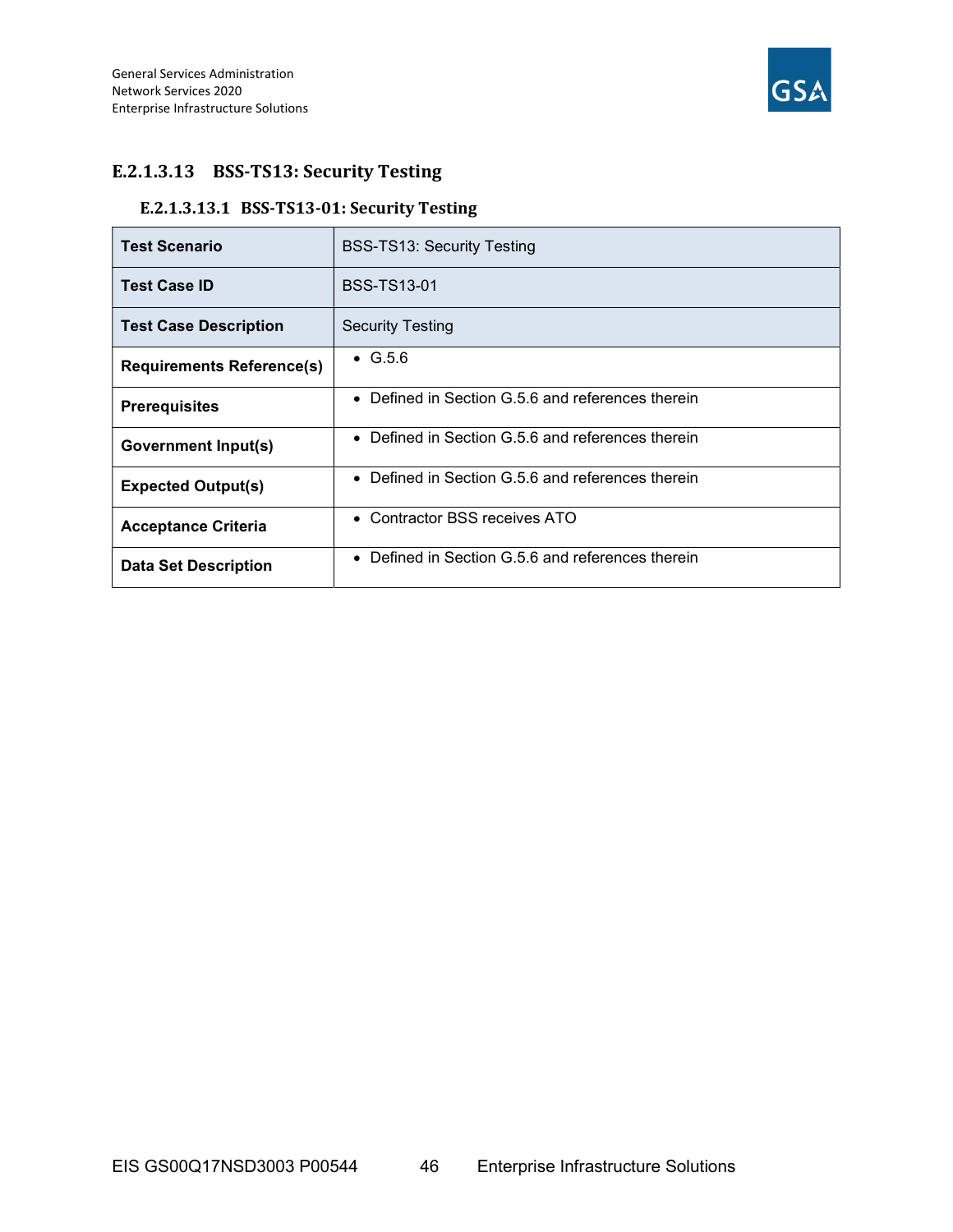### E.2.1.3.13 BSS-TS13: Security Testing

#### E.2.1.3.13.1 BSS-TS13-01: Security Testing

| **Test Scenario** | BSS-TS13: Security Testing |
|---|---|
| **Test Case ID** | BSS-TS13-01 |
| **Test Case Description** | Security Testing |
| **Requirements Reference(s)** | • G.5.6 |
| **Prerequisites** | • Defined in Section G.5.6 and references therein |
| **Government Input(s)** | • Defined in Section G.5.6 and references therein |
| **Expected Output(s)** | • Defined in Section G.5.6 and references therein |
| **Acceptance Criteria** | • Contractor BSS receives ATO |
| **Data Set Description** | • Defined in Section G.5.6 and references therein |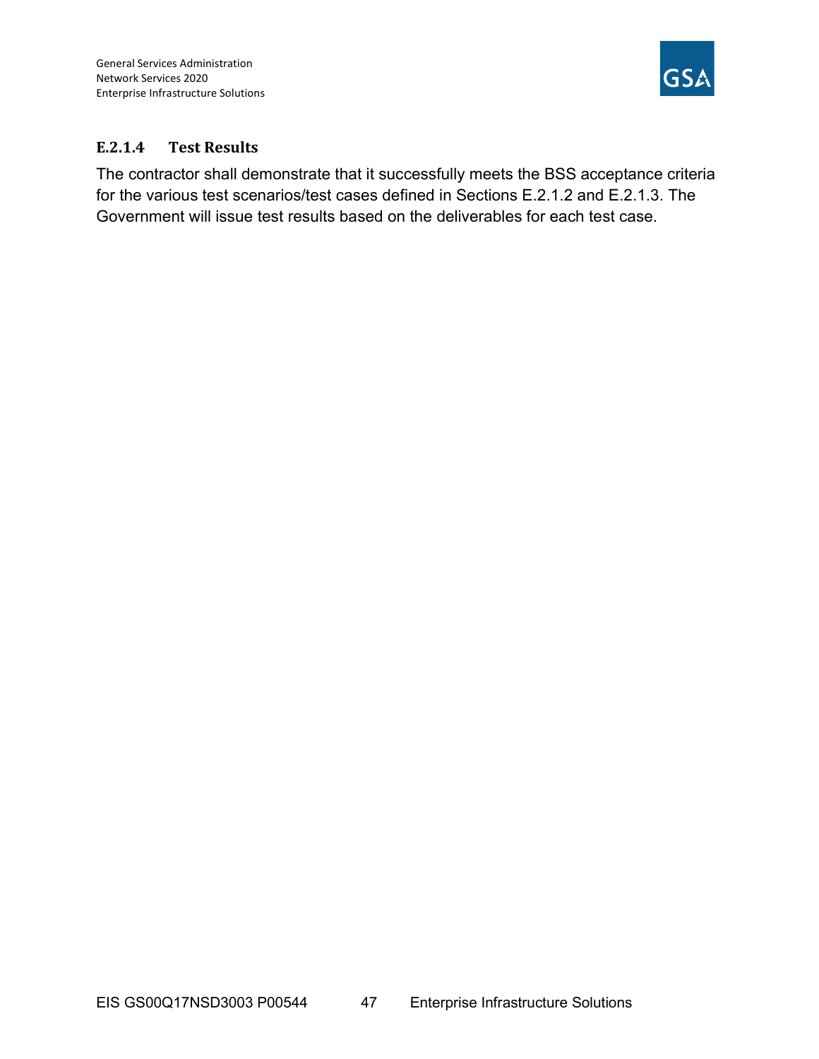#### E.2.1.4 Test Results

The contractor shall demonstrate that it successfully meets the BSS acceptance criteria for the various test scenarios/test cases defined in Sections E.2.1.2 and E.2.1.3. The Government will issue test results based on the deliverables for each test case.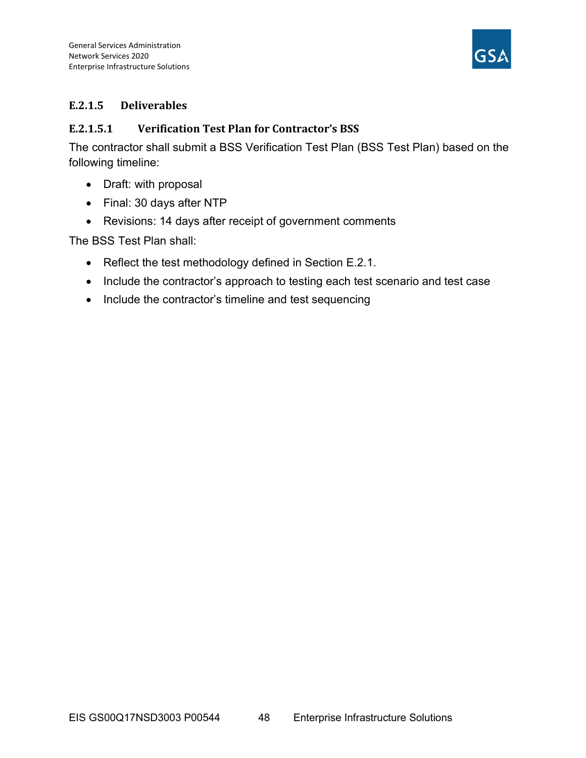### E.2.1.5 Deliverables

#### E.2.1.5.1 Verification Test Plan for Contractor's BSS

The contractor shall submit a BSS Verification Test Plan (BSS Test Plan) based on the following timeline:

- Draft: with proposal
- Final: 30 days after NTP
- Revisions: 14 days after receipt of government comments

The BSS Test Plan shall:

- Reflect the test methodology defined in Section E.2.1.
- Include the contractor's approach to testing each test scenario and test case
- Include the contractor's timeline and test sequencing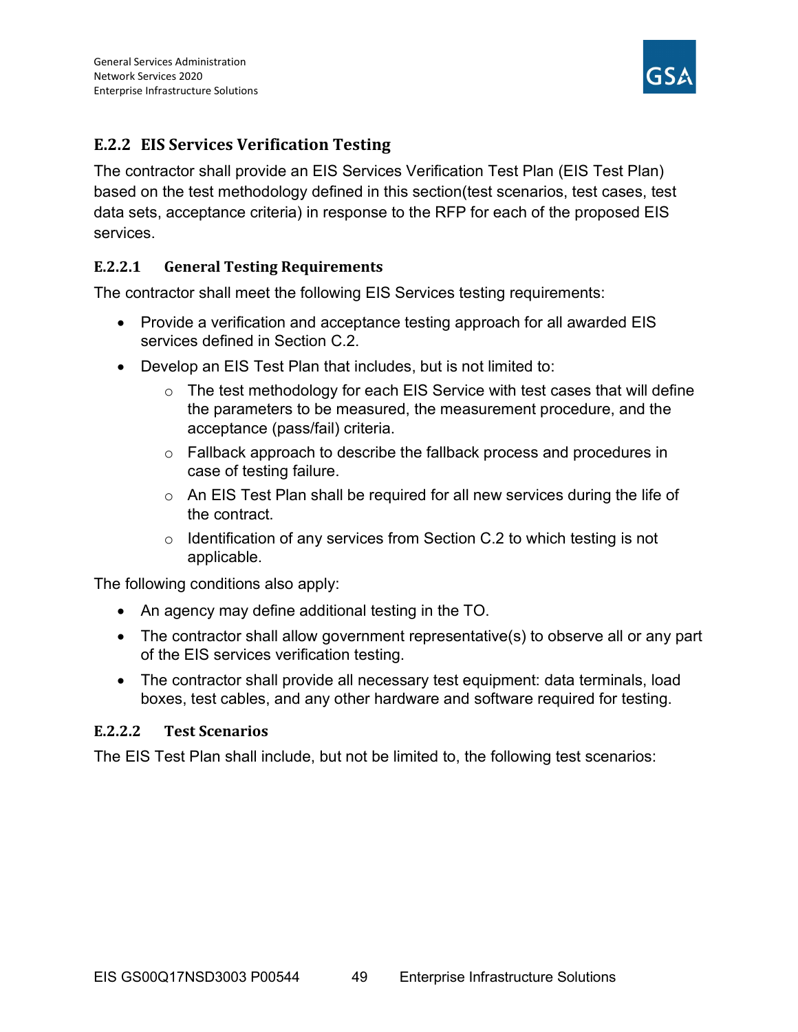## E.2.2 EIS Services Verification Testing

The contractor shall provide an EIS Services Verification Test Plan (EIS Test Plan) based on the test methodology defined in this section(test scenarios, test cases, test data sets, acceptance criteria) in response to the RFP for each of the proposed EIS services.

### E.2.2.1 General Testing Requirements

The contractor shall meet the following EIS Services testing requirements:

- Provide a verification and acceptance testing approach for all awarded EIS services defined in Section C.2.
- Develop an EIS Test Plan that includes, but is not limited to:
  - The test methodology for each EIS Service with test cases that will define the parameters to be measured, the measurement procedure, and the acceptance (pass/fail) criteria.
  - Fallback approach to describe the fallback process and procedures in case of testing failure.
  - An EIS Test Plan shall be required for all new services during the life of the contract.
  - Identification of any services from Section C.2 to which testing is not applicable.

The following conditions also apply:

- An agency may define additional testing in the TO.
- The contractor shall allow government representative(s) to observe all or any part of the EIS services verification testing.
- The contractor shall provide all necessary test equipment: data terminals, load boxes, test cables, and any other hardware and software required for testing.

### E.2.2.2 Test Scenarios

The EIS Test Plan shall include, but not be limited to, the following test scenarios: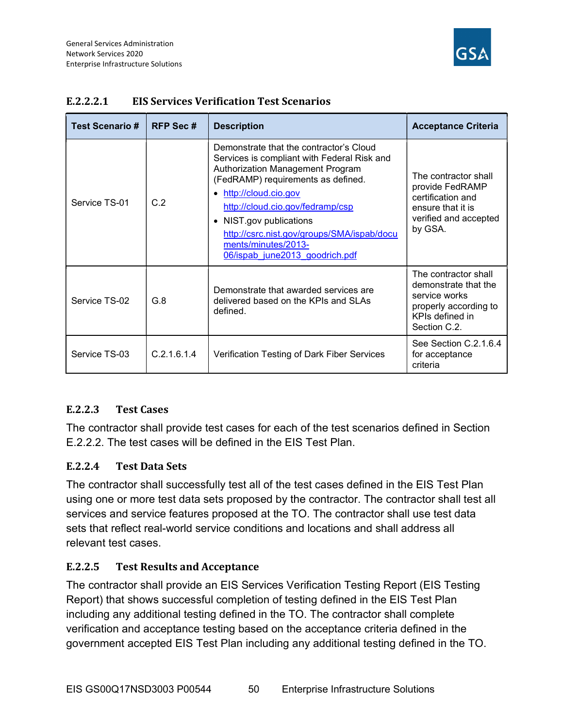### E.2.2.2.1 EIS Services Verification Test Scenarios

| Test Scenario # | RFP Sec # | Description | Acceptance Criteria |
|---|---|---|---|
| Service TS-01 | C.2 | Demonstrate that the contractor's Cloud Services is compliant with Federal Risk and Authorization Management Program (FedRAMP) requirements as defined.<br>• http://cloud.cio.gov<br>http://cloud.cio.gov/fedramp/csp<br>• NIST.gov publications<br>http://csrc.nist.gov/groups/SMA/ispab/documents/minutes/2013-06/ispab_june2013_goodrich.pdf | The contractor shall provide FedRAMP certification and ensure that it is verified and accepted by GSA. |
| Service TS-02 | G.8 | Demonstrate that awarded services are delivered based on the KPIs and SLAs defined. | The contractor shall demonstrate that the service works properly according to KPIs defined in Section C.2. |
| Service TS-03 | C.2.1.6.1.4 | Verification Testing of Dark Fiber Services | See Section C.2.1.6.4 for acceptance criteria |

### E.2.2.3 Test Cases

The contractor shall provide test cases for each of the test scenarios defined in Section E.2.2.2. The test cases will be defined in the EIS Test Plan.

### E.2.2.4 Test Data Sets

The contractor shall successfully test all of the test cases defined in the EIS Test Plan using one or more test data sets proposed by the contractor. The contractor shall test all services and service features proposed at the TO. The contractor shall use test data sets that reflect real-world service conditions and locations and shall address all relevant test cases.

### E.2.2.5 Test Results and Acceptance

The contractor shall provide an EIS Services Verification Testing Report (EIS Testing Report) that shows successful completion of testing defined in the EIS Test Plan including any additional testing defined in the TO. The contractor shall complete verification and acceptance testing based on the acceptance criteria defined in the government accepted EIS Test Plan including any additional testing defined in the TO.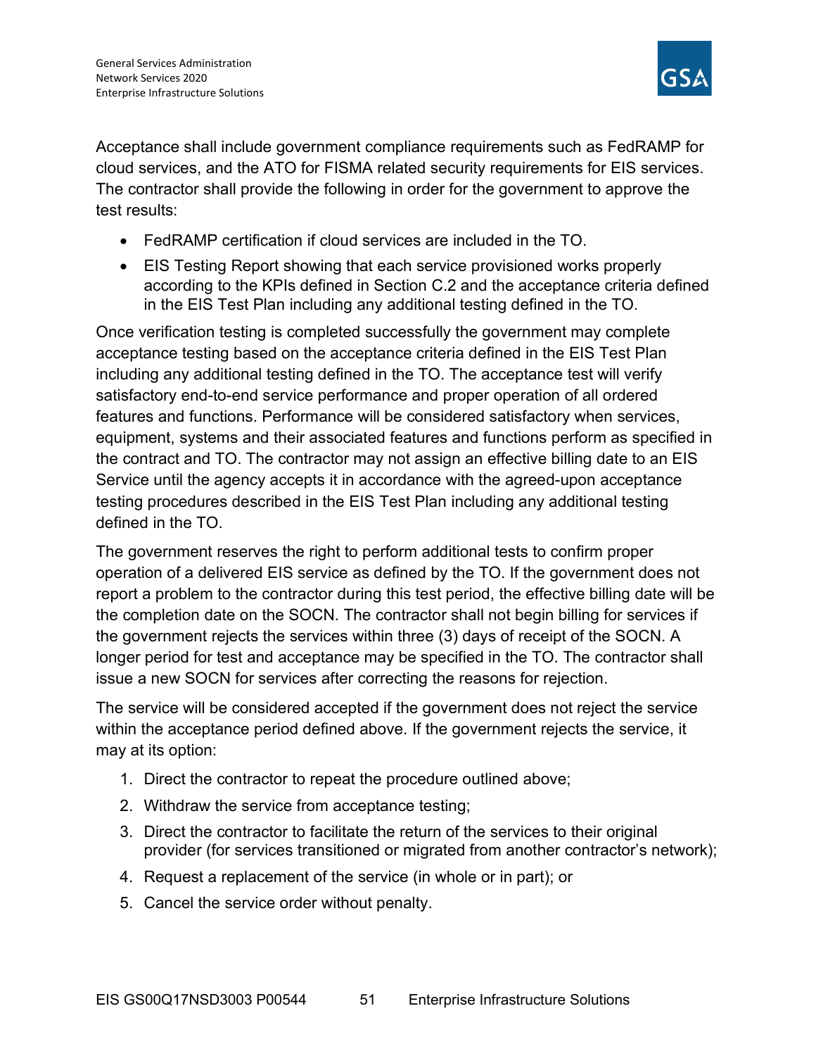Acceptance shall include government compliance requirements such as FedRAMP for cloud services, and the ATO for FISMA related security requirements for EIS services. The contractor shall provide the following in order for the government to approve the test results:

- FedRAMP certification if cloud services are included in the TO.
- EIS Testing Report showing that each service provisioned works properly according to the KPIs defined in Section C.2 and the acceptance criteria defined in the EIS Test Plan including any additional testing defined in the TO.

Once verification testing is completed successfully the government may complete acceptance testing based on the acceptance criteria defined in the EIS Test Plan including any additional testing defined in the TO. The acceptance test will verify satisfactory end-to-end service performance and proper operation of all ordered features and functions. Performance will be considered satisfactory when services, equipment, systems and their associated features and functions perform as specified in the contract and TO. The contractor may not assign an effective billing date to an EIS Service until the agency accepts it in accordance with the agreed-upon acceptance testing procedures described in the EIS Test Plan including any additional testing defined in the TO.

The government reserves the right to perform additional tests to confirm proper operation of a delivered EIS service as defined by the TO. If the government does not report a problem to the contractor during this test period, the effective billing date will be the completion date on the SOCN. The contractor shall not begin billing for services if the government rejects the services within three (3) days of receipt of the SOCN. A longer period for test and acceptance may be specified in the TO. The contractor shall issue a new SOCN for services after correcting the reasons for rejection.

The service will be considered accepted if the government does not reject the service within the acceptance period defined above. If the government rejects the service, it may at its option:

1. Direct the contractor to repeat the procedure outlined above;
2. Withdraw the service from acceptance testing;
3. Direct the contractor to facilitate the return of the services to their original provider (for services transitioned or migrated from another contractor's network);
4. Request a replacement of the service (in whole or in part); or
5. Cancel the service order without penalty.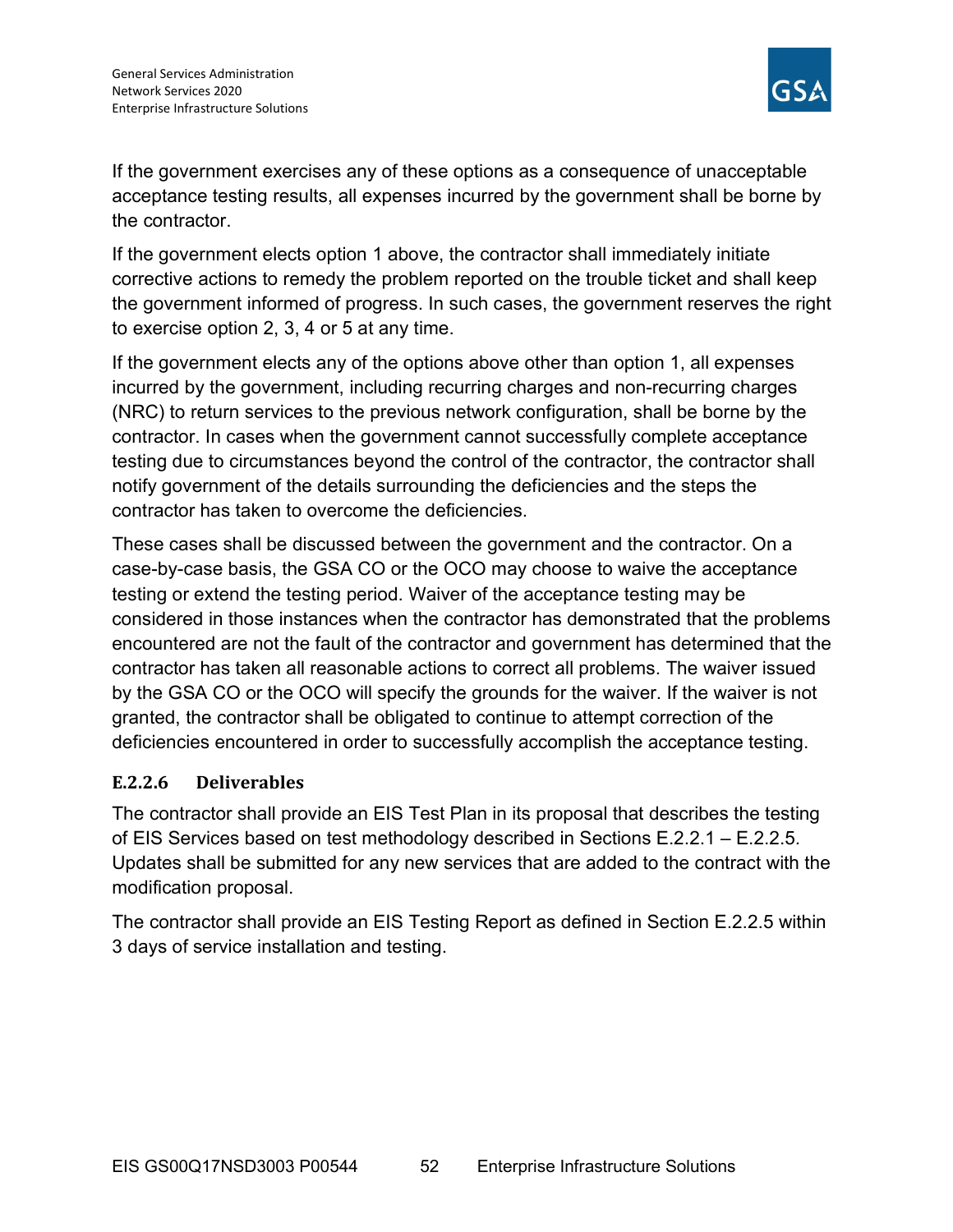If the government exercises any of these options as a consequence of unacceptable acceptance testing results, all expenses incurred by the government shall be borne by the contractor.

If the government elects option 1 above, the contractor shall immediately initiate corrective actions to remedy the problem reported on the trouble ticket and shall keep the government informed of progress. In such cases, the government reserves the right to exercise option 2, 3, 4 or 5 at any time.

If the government elects any of the options above other than option 1, all expenses incurred by the government, including recurring charges and non-recurring charges (NRC) to return services to the previous network configuration, shall be borne by the contractor. In cases when the government cannot successfully complete acceptance testing due to circumstances beyond the control of the contractor, the contractor shall notify government of the details surrounding the deficiencies and the steps the contractor has taken to overcome the deficiencies.

These cases shall be discussed between the government and the contractor. On a case-by-case basis, the GSA CO or the OCO may choose to waive the acceptance testing or extend the testing period. Waiver of the acceptance testing may be considered in those instances when the contractor has demonstrated that the problems encountered are not the fault of the contractor and government has determined that the contractor has taken all reasonable actions to correct all problems. The waiver issued by the GSA CO or the OCO will specify the grounds for the waiver. If the waiver is not granted, the contractor shall be obligated to continue to attempt correction of the deficiencies encountered in order to successfully accomplish the acceptance testing.

#### E.2.2.6 Deliverables

The contractor shall provide an EIS Test Plan in its proposal that describes the testing of EIS Services based on test methodology described in Sections E.2.2.1 – E.2.2.5. Updates shall be submitted for any new services that are added to the contract with the modification proposal.

The contractor shall provide an EIS Testing Report as defined in Section E.2.2.5 within 3 days of service installation and testing.